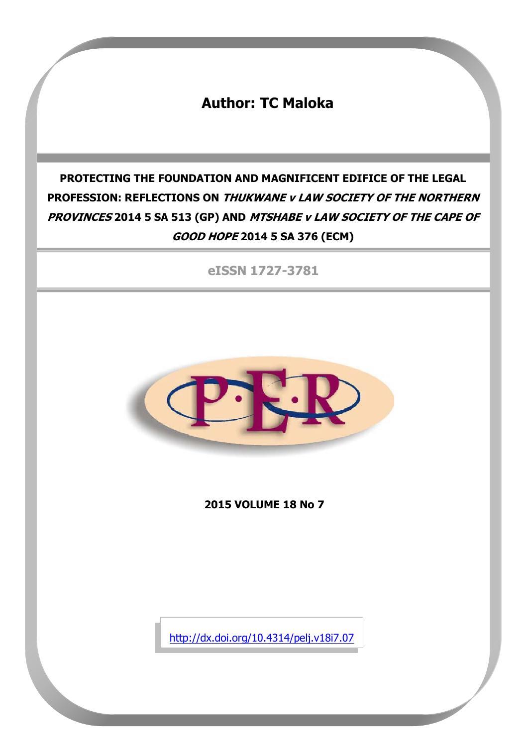**Author: TC Maloka**

# PROTECTING THE FOUNDATION AND MAGNIFICENT EDIFICE OF THE LEGAL PROFESSION: REFLECTIONS ON *THUKWANE v LAW SOCIETY OF THE NORTHERN PROVINCES* 2014 5 SA 513 (GP) AND *MTSHABE v LAW SOCIETY OF THE CAPE OF GOOD HOPE* 2014 5 SA 376 (ECM)

eISSN 1727-3781

**2015 VOLUME 18 No 7**

http://dx.doi.org/10.4314/pelj.v18i7.07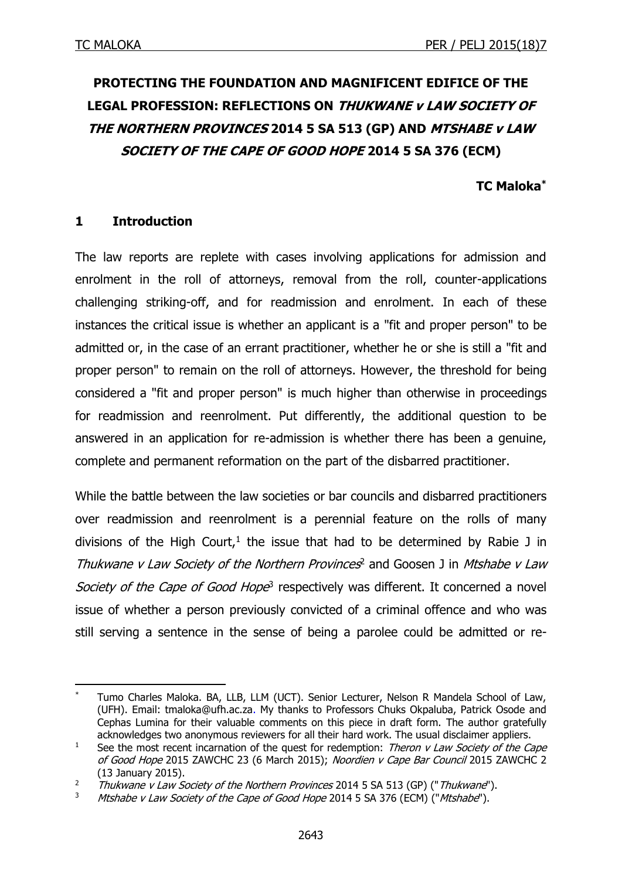# PROTECTING THE FOUNDATION AND MAGNIFICENT EDIFICE OF THE LEGAL PROFESSION: REFLECTIONS ON *THUKWANE v LAW SOCIETY OF THE NORTHERN PROVINCES* 2014 5 SA 513 (GP) AND *MTSHABE v LAW SOCIETY OF THE CAPE OF GOOD HOPE* 2014 5 SA 376 (ECM)

**TC Maloka***

## 1 Introduction

The law reports are replete with cases involving applications for admission and enrolment in the roll of attorneys, removal from the roll, counter-applications challenging striking-off, and for readmission and enrolment. In each of these instances the critical issue is whether an applicant is a "fit and proper person" to be admitted or, in the case of an errant practitioner, whether he or she is still a "fit and proper person" to remain on the roll of attorneys. However, the threshold for being considered a "fit and proper person" is much higher than otherwise in proceedings for readmission and reenrolment. Put differently, the additional question to be answered in an application for re-admission is whether there has been a genuine, complete and permanent reformation on the part of the disbarred practitioner.

While the battle between the law societies or bar councils and disbarred practitioners over readmission and reenrolment is a perennial feature on the rolls of many divisions of the High Court,[1] the issue that had to be determined by Rabie J in *Thukwane v Law Society of the Northern Provinces*[2] and Goosen J in *Mtshabe v Law Society of the Cape of Good Hope*[3] respectively was different. It concerned a novel issue of whether a person previously convicted of a criminal offence and who was still serving a sentence in the sense of being a parolee could be admitted or re-

---

\* Tumo Charles Maloka. BA, LLB, LLM (UCT). Senior Lecturer, Nelson R Mandela School of Law, (UFH). Email: tmaloka@ufh.ac.za. My thanks to Professors Chuks Okpaluba, Patrick Osode and Cephas Lumina for their valuable comments on this piece in draft form. The author gratefully acknowledges two anonymous reviewers for all their hard work. The usual disclaimer appliers.

[1] See the most recent incarnation of the quest for redemption: *Theron v Law Society of the Cape of Good Hope* 2015 ZAWCHC 23 (6 March 2015); *Noordien v Cape Bar Council* 2015 ZAWCHC 2 (13 January 2015).

[2] *Thukwane v Law Society of the Northern Provinces* 2014 5 SA 513 (GP) ("*Thukwane*").

[3] *Mtshabe v Law Society of the Cape of Good Hope* 2014 5 SA 376 (ECM) ("*Mtshabe*").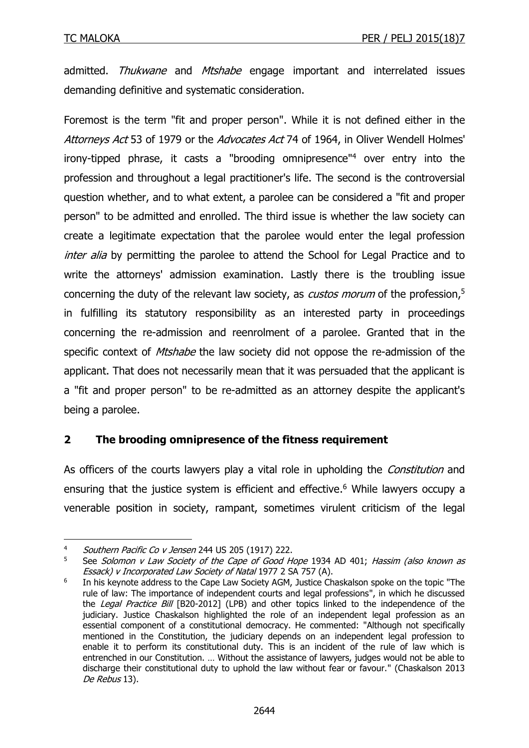admitted. *Thukwane* and *Mtshabe* engage important and interrelated issues demanding definitive and systematic consideration.

Foremost is the term "fit and proper person". While it is not defined either in the *Attorneys Act* 53 of 1979 or the *Advocates Act* 74 of 1964, in Oliver Wendell Holmes' irony-tipped phrase, it casts a "brooding omnipresence"[4] over entry into the profession and throughout a legal practitioner's life. The second is the controversial question whether, and to what extent, a parolee can be considered a "fit and proper person" to be admitted and enrolled. The third issue is whether the law society can create a legitimate expectation that the parolee would enter the legal profession *inter alia* by permitting the parolee to attend the School for Legal Practice and to write the attorneys' admission examination. Lastly there is the troubling issue concerning the duty of the relevant law society, as *custos morum* of the profession,[5] in fulfilling its statutory responsibility as an interested party in proceedings concerning the re-admission and reenrolment of a parolee. Granted that in the specific context of *Mtshabe* the law society did not oppose the re-admission of the applicant. That does not necessarily mean that it was persuaded that the applicant is a "fit and proper person" to be re-admitted as an attorney despite the applicant's being a parolee.

## 2 The brooding omnipresence of the fitness requirement

As officers of the courts lawyers play a vital role in upholding the *Constitution* and ensuring that the justice system is efficient and effective.[6] While lawyers occupy a venerable position in society, rampant, sometimes virulent criticism of the legal

---

[4] *Southern Pacific Co v Jensen* 244 US 205 (1917) 222.

[5] See *Solomon v Law Society of the Cape of Good Hope* 1934 AD 401; *Hassim (also known as Essack) v Incorporated Law Society of Natal* 1977 2 SA 757 (A).

[6] In his keynote address to the Cape Law Society AGM, Justice Chaskalson spoke on the topic "The rule of law: The importance of independent courts and legal professions", in which he discussed the *Legal Practice Bill* [B20-2012] (LPB) and other topics linked to the independence of the judiciary. Justice Chaskalson highlighted the role of an independent legal profession as an essential component of a constitutional democracy. He commented: "Although not specifically mentioned in the Constitution, the judiciary depends on an independent legal profession to enable it to perform its constitutional duty. This is an incident of the rule of law which is entrenched in our Constitution. … Without the assistance of lawyers, judges would not be able to discharge their constitutional duty to uphold the law without fear or favour." (Chaskalson 2013 *De Rebus* 13).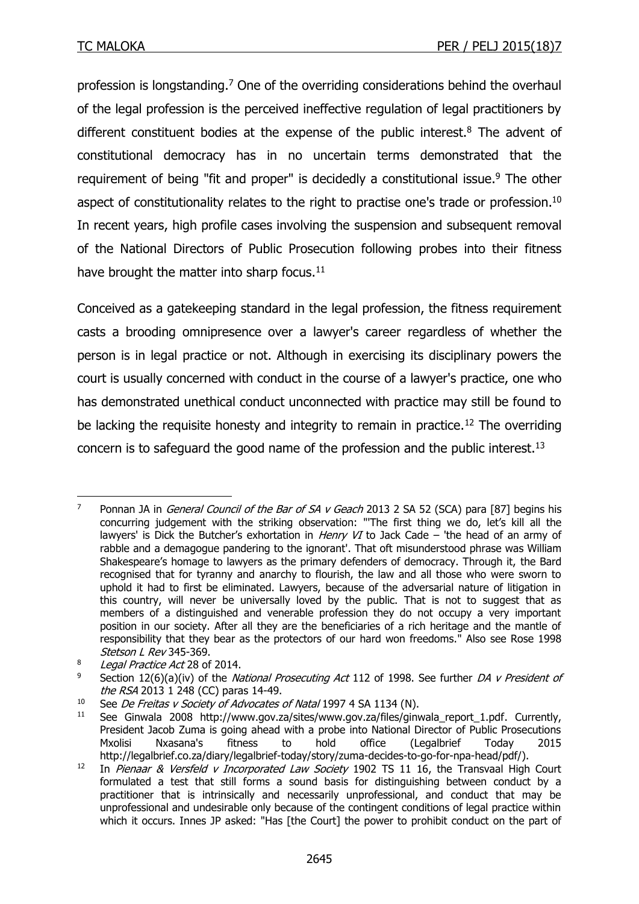profession is longstanding.[7] One of the overriding considerations behind the overhaul of the legal profession is the perceived ineffective regulation of legal practitioners by different constituent bodies at the expense of the public interest.[8] The advent of constitutional democracy has in no uncertain terms demonstrated that the requirement of being "fit and proper" is decidedly a constitutional issue.[9] The other aspect of constitutionality relates to the right to practise one's trade or profession.[10] In recent years, high profile cases involving the suspension and subsequent removal of the National Directors of Public Prosecution following probes into their fitness have brought the matter into sharp focus.[11]

Conceived as a gatekeeping standard in the legal profession, the fitness requirement casts a brooding omnipresence over a lawyer's career regardless of whether the person is in legal practice or not. Although in exercising its disciplinary powers the court is usually concerned with conduct in the course of a lawyer's practice, one who has demonstrated unethical conduct unconnected with practice may still be found to be lacking the requisite honesty and integrity to remain in practice.[12] The overriding concern is to safeguard the good name of the profession and the public interest.[13]

---

[7] Ponnan JA in *General Council of the Bar of SA v Geach* 2013 2 SA 52 (SCA) para [87] begins his concurring judgement with the striking observation: "'The first thing we do, let's kill all the lawyers' is Dick the Butcher's exhortation in *Henry VI* to Jack Cade – 'the head of an army of rabble and a demagogue pandering to the ignorant'. That oft misunderstood phrase was William Shakespeare's homage to lawyers as the primary defenders of democracy. Through it, the Bard recognised that for tyranny and anarchy to flourish, the law and all those who were sworn to uphold it had to first be eliminated. Lawyers, because of the adversarial nature of litigation in this country, will never be universally loved by the public. That is not to suggest that as members of a distinguished and venerable profession they do not occupy a very important position in our society. After all they are the beneficiaries of a rich heritage and the mantle of responsibility that they bear as the protectors of our hard won freedoms." Also see Rose 1998 *Stetson L Rev* 345-369.

[8] *Legal Practice Act* 28 of 2014.

[9] Section 12(6)(a)(iv) of the *National Prosecuting Act* 112 of 1998. See further *DA v President of the RSA* 2013 1 248 (CC) paras 14-49.

[10] See *De Freitas v Society of Advocates of Natal* 1997 4 SA 1134 (N).

[11] See Ginwala 2008 http://www.gov.za/sites/www.gov.za/files/ginwala_report_1.pdf. Currently, President Jacob Zuma is going ahead with a probe into National Director of Public Prosecutions Mxolisi Nxasana's fitness to hold office (Legalbrief Today 2015 http://legalbrief.co.za/diary/legalbrief-today/story/zuma-decides-to-go-for-npa-head/pdf/).

[12] In *Pienaar & Versfeld v Incorporated Law Society* 1902 TS 11 16, the Transvaal High Court formulated a test that still forms a sound basis for distinguishing between conduct by a practitioner that is intrinsically and necessarily unprofessional, and conduct that may be unprofessional and undesirable only because of the contingent conditions of legal practice within which it occurs. Innes JP asked: "Has [the Court] the power to prohibit conduct on the part of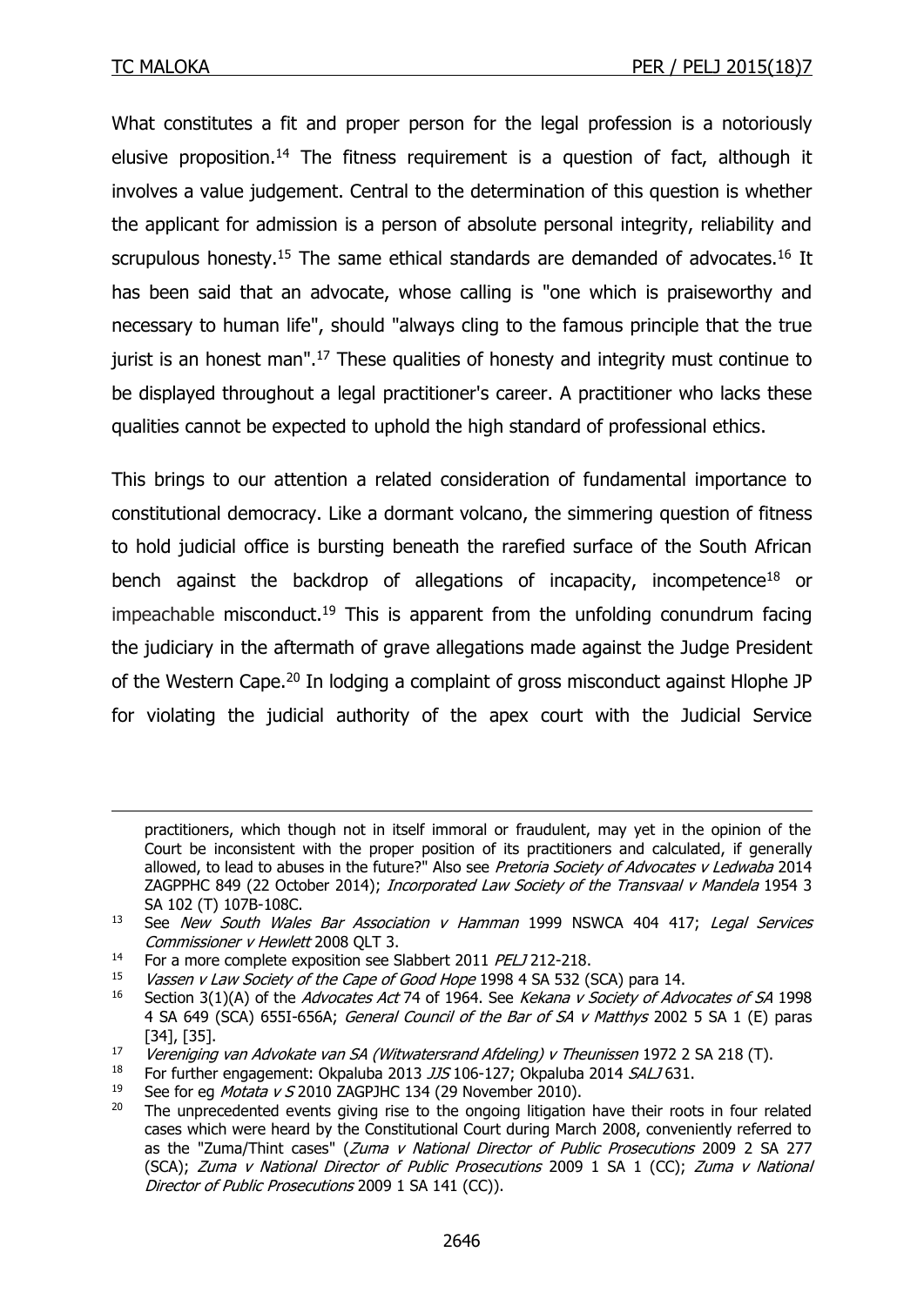What constitutes a fit and proper person for the legal profession is a notoriously elusive proposition.[14] The fitness requirement is a question of fact, although it involves a value judgement. Central to the determination of this question is whether the applicant for admission is a person of absolute personal integrity, reliability and scrupulous honesty.[15] The same ethical standards are demanded of advocates.[16] It has been said that an advocate, whose calling is "one which is praiseworthy and necessary to human life", should "always cling to the famous principle that the true jurist is an honest man".[17] These qualities of honesty and integrity must continue to be displayed throughout a legal practitioner's career. A practitioner who lacks these qualities cannot be expected to uphold the high standard of professional ethics.

This brings to our attention a related consideration of fundamental importance to constitutional democracy. Like a dormant volcano, the simmering question of fitness to hold judicial office is bursting beneath the rarefied surface of the South African bench against the backdrop of allegations of incapacity, incompetence[18] or impeachable misconduct.[19] This is apparent from the unfolding conundrum facing the judiciary in the aftermath of grave allegations made against the Judge President of the Western Cape.[20] In lodging a complaint of gross misconduct against Hlophe JP for violating the judicial authority of the apex court with the Judicial Service

---

practitioners, which though not in itself immoral or fraudulent, may yet in the opinion of the Court be inconsistent with the proper position of its practitioners and calculated, if generally allowed, to lead to abuses in the future?" Also see *Pretoria Society of Advocates v Ledwaba* 2014 ZAGPPHC 849 (22 October 2014); *Incorporated Law Society of the Transvaal v Mandela* 1954 3 SA 102 (T) 107B-108C.

[13] See *New South Wales Bar Association v Hamman* 1999 NSWCA 404 417; *Legal Services Commissioner v Hewlett* 2008 QLT 3.

[14] For a more complete exposition see Slabbert 2011 *PELJ* 212-218.

[15] *Vassen v Law Society of the Cape of Good Hope* 1998 4 SA 532 (SCA) para 14.

[16] Section 3(1)(A) of the *Advocates Act* 74 of 1964. See *Kekana v Society of Advocates of SA* 1998 4 SA 649 (SCA) 655I-656A; *General Council of the Bar of SA v Matthys* 2002 5 SA 1 (E) paras [34], [35].

[17] *Vereniging van Advokate van SA (Witwatersrand Afdeling) v Theunissen* 1972 2 SA 218 (T).

[18] For further engagement: Okpaluba 2013 *JJS* 106-127; Okpaluba 2014 *SALJ* 631.

[19] See for eg *Motata v S* 2010 ZAGPJHC 134 (29 November 2010).

[20] The unprecedented events giving rise to the ongoing litigation have their roots in four related cases which were heard by the Constitutional Court during March 2008, conveniently referred to as the "Zuma/Thint cases" (*Zuma v National Director of Public Prosecutions* 2009 2 SA 277 (SCA); *Zuma v National Director of Public Prosecutions* 2009 1 SA 1 (CC); *Zuma v National Director of Public Prosecutions* 2009 1 SA 141 (CC)).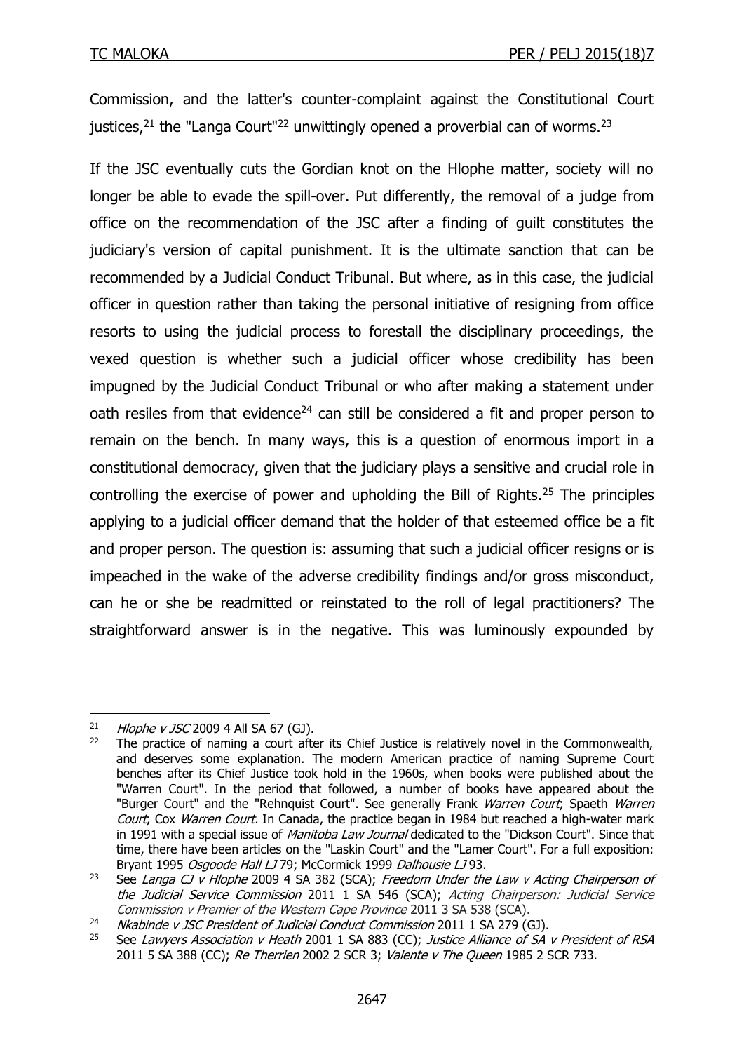Commission, and the latter's counter-complaint against the Constitutional Court justices,[21] the "Langa Court"[22] unwittingly opened a proverbial can of worms.[23]

If the JSC eventually cuts the Gordian knot on the Hlophe matter, society will no longer be able to evade the spill-over. Put differently, the removal of a judge from office on the recommendation of the JSC after a finding of guilt constitutes the judiciary's version of capital punishment. It is the ultimate sanction that can be recommended by a Judicial Conduct Tribunal. But where, as in this case, the judicial officer in question rather than taking the personal initiative of resigning from office resorts to using the judicial process to forestall the disciplinary proceedings, the vexed question is whether such a judicial officer whose credibility has been impugned by the Judicial Conduct Tribunal or who after making a statement under oath resiles from that evidence[24] can still be considered a fit and proper person to remain on the bench. In many ways, this is a question of enormous import in a constitutional democracy, given that the judiciary plays a sensitive and crucial role in controlling the exercise of power and upholding the Bill of Rights.[25] The principles applying to a judicial officer demand that the holder of that esteemed office be a fit and proper person. The question is: assuming that such a judicial officer resigns or is impeached in the wake of the adverse credibility findings and/or gross misconduct, can he or she be readmitted or reinstated to the roll of legal practitioners? The straightforward answer is in the negative. This was luminously expounded by

---

[21] *Hlophe v JSC* 2009 4 All SA 67 (GJ).

[22] The practice of naming a court after its Chief Justice is relatively novel in the Commonwealth, and deserves some explanation. The modern American practice of naming Supreme Court benches after its Chief Justice took hold in the 1960s, when books were published about the "Warren Court". In the period that followed, a number of books have appeared about the "Burger Court" and the "Rehnquist Court". See generally Frank *Warren Court*; Spaeth *Warren Court*; Cox *Warren Court.* In Canada, the practice began in 1984 but reached a high-water mark in 1991 with a special issue of *Manitoba Law Journal* dedicated to the "Dickson Court". Since that time, there have been articles on the "Laskin Court" and the "Lamer Court". For a full exposition: Bryant 1995 *Osgoode Hall LJ* 79; McCormick 1999 *Dalhousie LJ* 93.

[23] See *Langa CJ v Hlophe* 2009 4 SA 382 (SCA); *Freedom Under the Law v Acting Chairperson of the Judicial Service Commission* 2011 1 SA 546 (SCA); *Acting Chairperson: Judicial Service Commission v Premier of the Western Cape Province* 2011 3 SA 538 (SCA).

[24] *Nkabinde v JSC President of Judicial Conduct Commission* 2011 1 SA 279 (GJ).

[25] See *Lawyers Association v Heath* 2001 1 SA 883 (CC); *Justice Alliance of SA v President of RSA* 2011 5 SA 388 (CC); *Re Therrien* 2002 2 SCR 3; *Valente v The Queen* 1985 2 SCR 733.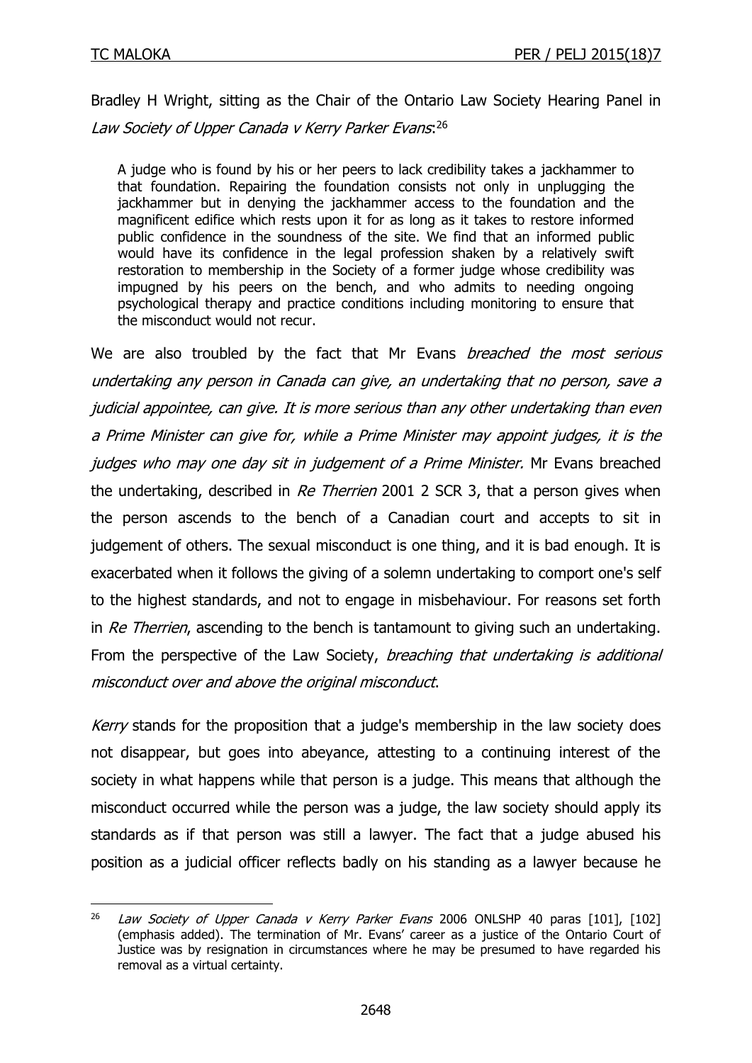Bradley H Wright, sitting as the Chair of the Ontario Law Society Hearing Panel in *Law Society of Upper Canada v Kerry Parker Evans*:[26]

> A judge who is found by his or her peers to lack credibility takes a jackhammer to that foundation. Repairing the foundation consists not only in unplugging the jackhammer but in denying the jackhammer access to the foundation and the magnificent edifice which rests upon it for as long as it takes to restore informed public confidence in the soundness of the site. We find that an informed public would have its confidence in the legal profession shaken by a relatively swift restoration to membership in the Society of a former judge whose credibility was impugned by his peers on the bench, and who admits to needing ongoing psychological therapy and practice conditions including monitoring to ensure that the misconduct would not recur.

We are also troubled by the fact that Mr Evans *breached the most serious undertaking any person in Canada can give, an undertaking that no person, save a judicial appointee, can give. It is more serious than any other undertaking than even a Prime Minister can give for, while a Prime Minister may appoint judges, it is the judges who may one day sit in judgement of a Prime Minister.* Mr Evans breached the undertaking, described in *Re Therrien* 2001 2 SCR 3, that a person gives when the person ascends to the bench of a Canadian court and accepts to sit in judgement of others. The sexual misconduct is one thing, and it is bad enough. It is exacerbated when it follows the giving of a solemn undertaking to comport one's self to the highest standards, and not to engage in misbehaviour. For reasons set forth in *Re Therrien*, ascending to the bench is tantamount to giving such an undertaking. From the perspective of the Law Society, *breaching that undertaking is additional misconduct over and above the original misconduct*.

*Kerry* stands for the proposition that a judge's membership in the law society does not disappear, but goes into abeyance, attesting to a continuing interest of the society in what happens while that person is a judge. This means that although the misconduct occurred while the person was a judge, the law society should apply its standards as if that person was still a lawyer. The fact that a judge abused his position as a judicial officer reflects badly on his standing as a lawyer because he

---

[26] *Law Society of Upper Canada v Kerry Parker Evans* 2006 ONLSHP 40 paras [101], [102] (emphasis added). The termination of Mr. Evans' career as a justice of the Ontario Court of Justice was by resignation in circumstances where he may be presumed to have regarded his removal as a virtual certainty.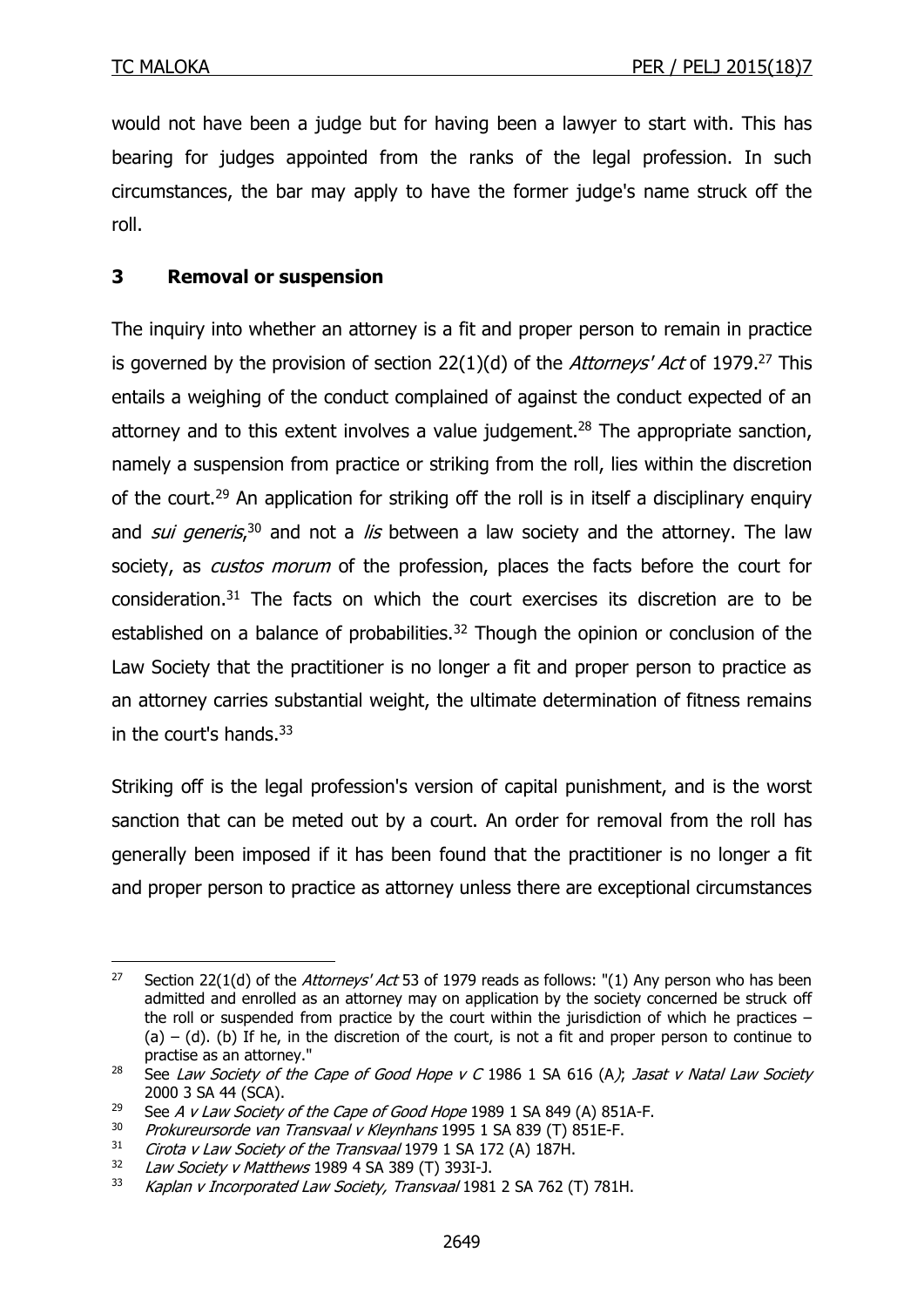would not have been a judge but for having been a lawyer to start with. This has bearing for judges appointed from the ranks of the legal profession. In such circumstances, the bar may apply to have the former judge's name struck off the roll.

## 3 Removal or suspension

The inquiry into whether an attorney is a fit and proper person to remain in practice is governed by the provision of section 22(1)(d) of the *Attorneys' Act* of 1979.[27] This entails a weighing of the conduct complained of against the conduct expected of an attorney and to this extent involves a value judgement.[28] The appropriate sanction, namely a suspension from practice or striking from the roll, lies within the discretion of the court.[29] An application for striking off the roll is in itself a disciplinary enquiry and *sui generis*,[30] and not a *lis* between a law society and the attorney. The law society, as *custos morum* of the profession, places the facts before the court for consideration.[31] The facts on which the court exercises its discretion are to be established on a balance of probabilities.[32] Though the opinion or conclusion of the Law Society that the practitioner is no longer a fit and proper person to practice as an attorney carries substantial weight, the ultimate determination of fitness remains in the court's hands.[33]

Striking off is the legal profession's version of capital punishment, and is the worst sanction that can be meted out by a court. An order for removal from the roll has generally been imposed if it has been found that the practitioner is no longer a fit and proper person to practice as attorney unless there are exceptional circumstances

---

[27] Section 22(1(d) of the *Attorneys' Act* 53 of 1979 reads as follows: "(1) Any person who has been admitted and enrolled as an attorney may on application by the society concerned be struck off the roll or suspended from practice by the court within the jurisdiction of which he practices – (a) – (d). (b) If he, in the discretion of the court, is not a fit and proper person to continue to practise as an attorney."

[28] See *Law Society of the Cape of Good Hope v C* 1986 1 SA 616 (A); *Jasat v Natal Law Society* 2000 3 SA 44 (SCA).

[29] See *A v Law Society of the Cape of Good Hope* 1989 1 SA 849 (A) 851A-F.

[30] *Prokureursorde van Transvaal v Kleynhans* 1995 1 SA 839 (T) 851E-F.

[31] *Cirota v Law Society of the Transvaal* 1979 1 SA 172 (A) 187H.

[32] *Law Society v Matthews* 1989 4 SA 389 (T) 393I-J.

[33] *Kaplan v Incorporated Law Society, Transvaal* 1981 2 SA 762 (T) 781H.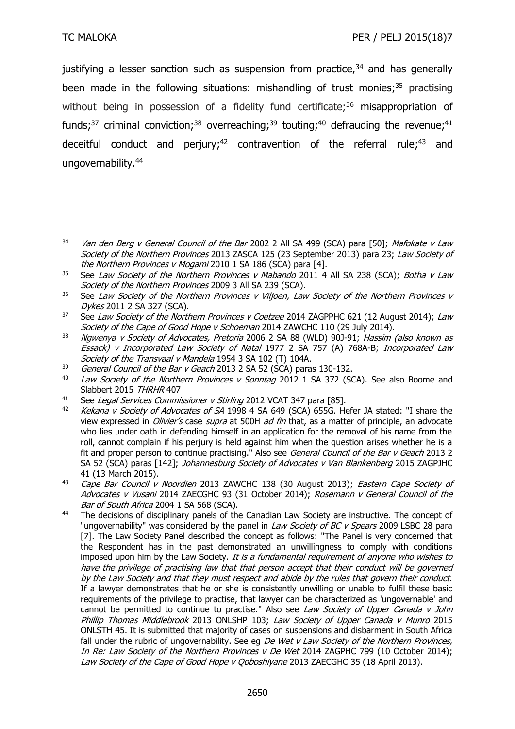justifying a lesser sanction such as suspension from practice,[34] and has generally been made in the following situations: mishandling of trust monies;[35] practising without being in possession of a fidelity fund certificate;[36] misappropriation of funds;[37] criminal conviction;[38] overreaching;[39] touting;[40] defrauding the revenue;[41] deceitful conduct and perjury;[42] contravention of the referral rule;[43] and ungovernability.[44]

---

[34] *Van den Berg v General Council of the Bar* 2002 2 All SA 499 (SCA) para [50]; *Mafokate v Law Society of the Northern Provinces* 2013 ZASCA 125 (23 September 2013) para 23; *Law Society of the Northern Provinces v Mogami* 2010 1 SA 186 (SCA) para [4].

[35] See *Law Society of the Northern Provinces v Mabando* 2011 4 All SA 238 (SCA); *Botha v Law Society of the Northern Provinces* 2009 3 All SA 239 (SCA).

[36] See *Law Society of the Northern Provinces v Viljoen, Law Society of the Northern Provinces v Dykes* 2011 2 SA 327 (SCA).

[37] See *Law Society of the Northern Provinces v Coetzee* 2014 ZAGPPHC 621 (12 August 2014); *Law Society of the Cape of Good Hope v Schoeman* 2014 ZAWCHC 110 (29 July 2014).

[38] *Ngwenya v Society of Advocates, Pretoria* 2006 2 SA 88 (WLD) 90J-91; *Hassim (also known as Essack) v Incorporated Law Society of Natal* 1977 2 SA 757 (A) 768A-B; *Incorporated Law Society of the Transvaal v Mandela* 1954 3 SA 102 (T) 104A.

[39] *General Council of the Bar v Geach* 2013 2 SA 52 (SCA) paras 130-132.

[40] *Law Society of the Northern Provinces v Sonntag* 2012 1 SA 372 (SCA). See also Boome and Slabbert 2015 *THRHR* 407

[41] See *Legal Services Commissioner v Stirling* 2012 VCAT 347 para [85].

[42] *Kekana v Society of Advocates of SA* 1998 4 SA 649 (SCA) 655G. Hefer JA stated: "I share the view expressed in *Olivier's* case *supra* at 500H *ad fin* that, as a matter of principle, an advocate who lies under oath in defending himself in an application for the removal of his name from the roll, cannot complain if his perjury is held against him when the question arises whether he is a fit and proper person to continue practising." Also see *General Council of the Bar v Geach* 2013 2 SA 52 (SCA) paras [142]; *Johannesburg Society of Advocates v Van Blankenberg* 2015 ZAGPJHC 41 (13 March 2015).

[43] *Cape Bar Council v Noordien* 2013 ZAWCHC 138 (30 August 2013); *Eastern Cape Society of Advocates v Vusani* 2014 ZAECGHC 93 (31 October 2014); *Rosemann v General Council of the Bar of South Africa* 2004 1 SA 568 (SCA).

[44] The decisions of disciplinary panels of the Canadian Law Society are instructive. The concept of "ungovernability" was considered by the panel in *Law Society of BC v Spears* 2009 LSBC 28 para [7]. The Law Society Panel described the concept as follows: "The Panel is very concerned that the Respondent has in the past demonstrated an unwillingness to comply with conditions imposed upon him by the Law Society. *It is a fundamental requirement of anyone who wishes to have the privilege of practising law that that person accept that their conduct will be governed by the Law Society and that they must respect and abide by the rules that govern their conduct.* If a lawyer demonstrates that he or she is consistently unwilling or unable to fulfil these basic requirements of the privilege to practise, that lawyer can be characterized as 'ungovernable' and cannot be permitted to continue to practise." Also see *Law Society of Upper Canada v John Phillip Thomas Middlebrook* 2013 ONLSHP 103; *Law Society of Upper Canada v Munro* 2015 ONLSTH 45. It is submitted that majority of cases on suspensions and disbarment in South Africa fall under the rubric of ungovernability. See eg *De Wet v Law Society of the Northern Provinces, In Re: Law Society of the Northern Provinces v De Wet* 2014 ZAGPHC 799 (10 October 2014); *Law Society of the Cape of Good Hope v Qoboshiyane* 2013 ZAECGHC 35 (18 April 2013).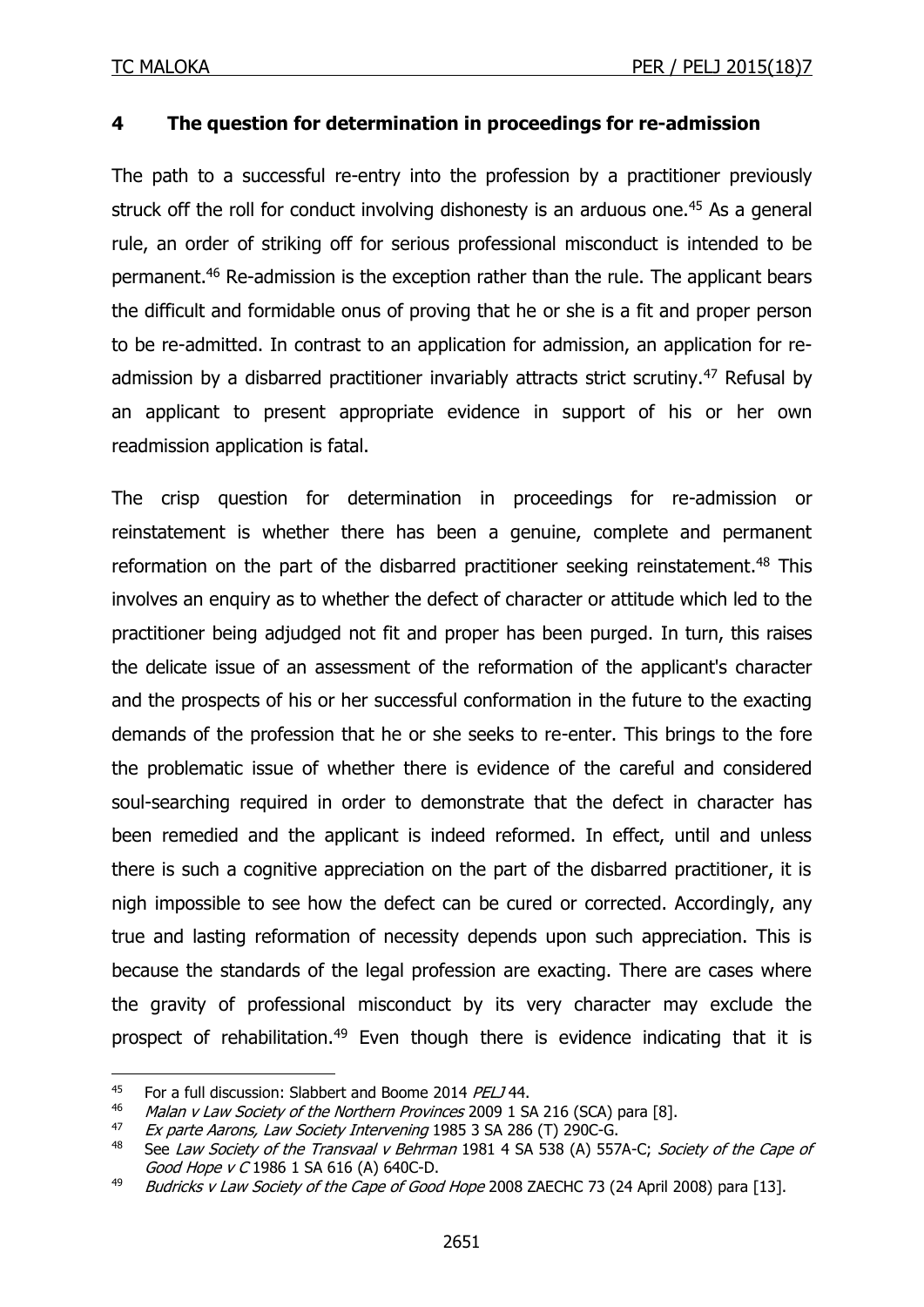## 4 The question for determination in proceedings for re-admission

The path to a successful re-entry into the profession by a practitioner previously struck off the roll for conduct involving dishonesty is an arduous one.[45] As a general rule, an order of striking off for serious professional misconduct is intended to be permanent.[46] Re-admission is the exception rather than the rule. The applicant bears the difficult and formidable onus of proving that he or she is a fit and proper person to be re-admitted. In contrast to an application for admission, an application for re-admission by a disbarred practitioner invariably attracts strict scrutiny.[47] Refusal by an applicant to present appropriate evidence in support of his or her own readmission application is fatal.

The crisp question for determination in proceedings for re-admission or reinstatement is whether there has been a genuine, complete and permanent reformation on the part of the disbarred practitioner seeking reinstatement.[48] This involves an enquiry as to whether the defect of character or attitude which led to the practitioner being adjudged not fit and proper has been purged. In turn, this raises the delicate issue of an assessment of the reformation of the applicant's character and the prospects of his or her successful conformation in the future to the exacting demands of the profession that he or she seeks to re-enter. This brings to the fore the problematic issue of whether there is evidence of the careful and considered soul-searching required in order to demonstrate that the defect in character has been remedied and the applicant is indeed reformed. In effect, until and unless there is such a cognitive appreciation on the part of the disbarred practitioner, it is nigh impossible to see how the defect can be cured or corrected. Accordingly, any true and lasting reformation of necessity depends upon such appreciation. This is because the standards of the legal profession are exacting. There are cases where the gravity of professional misconduct by its very character may exclude the prospect of rehabilitation.[49] Even though there is evidence indicating that it is

---

45 For a full discussion: Slabbert and Boome 2014 *PELJ* 44.

46 *Malan v Law Society of the Northern Provinces* 2009 1 SA 216 (SCA) para [8].

47 *Ex parte Aarons, Law Society Intervening* 1985 3 SA 286 (T) 290C-G.

48 See *Law Society of the Transvaal v Behrman* 1981 4 SA 538 (A) 557A-C; *Society of the Cape of Good Hope v C* 1986 1 SA 616 (A) 640C-D.

49 *Budricks v Law Society of the Cape of Good Hope* 2008 ZAECHC 73 (24 April 2008) para [13].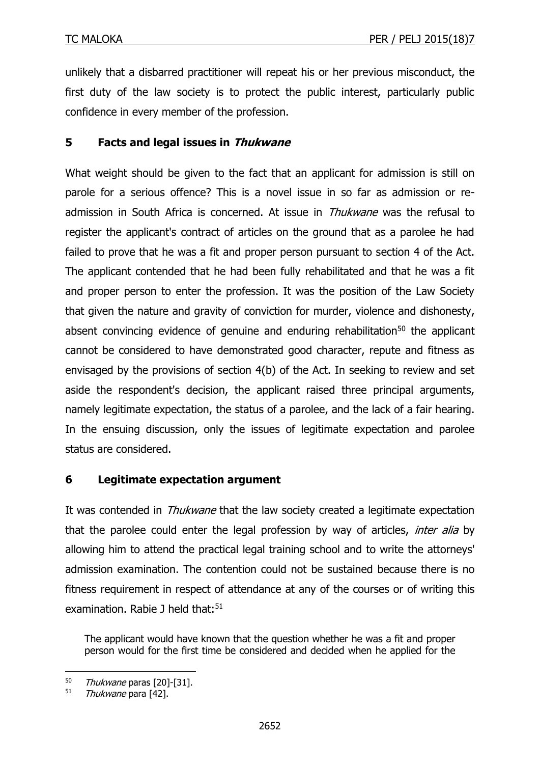unlikely that a disbarred practitioner will repeat his or her previous misconduct, the first duty of the law society is to protect the public interest, particularly public confidence in every member of the profession.

## 5 Facts and legal issues in *Thukwane*

What weight should be given to the fact that an applicant for admission is still on parole for a serious offence? This is a novel issue in so far as admission or re-admission in South Africa is concerned. At issue in *Thukwane* was the refusal to register the applicant's contract of articles on the ground that as a parolee he had failed to prove that he was a fit and proper person pursuant to section 4 of the Act. The applicant contended that he had been fully rehabilitated and that he was a fit and proper person to enter the profession. It was the position of the Law Society that given the nature and gravity of conviction for murder, violence and dishonesty, absent convincing evidence of genuine and enduring rehabilitation[50] the applicant cannot be considered to have demonstrated good character, repute and fitness as envisaged by the provisions of section 4(b) of the Act. In seeking to review and set aside the respondent's decision, the applicant raised three principal arguments, namely legitimate expectation, the status of a parolee, and the lack of a fair hearing. In the ensuing discussion, only the issues of legitimate expectation and parolee status are considered.

## 6 Legitimate expectation argument

It was contended in *Thukwane* that the law society created a legitimate expectation that the parolee could enter the legal profession by way of articles, *inter alia* by allowing him to attend the practical legal training school and to write the attorneys' admission examination. The contention could not be sustained because there is no fitness requirement in respect of attendance at any of the courses or of writing this examination. Rabie J held that:[51]

> The applicant would have known that the question whether he was a fit and proper person would for the first time be considered and decided when he applied for the

---

[50] *Thukwane* paras [20]-[31].

[51] *Thukwane* para [42].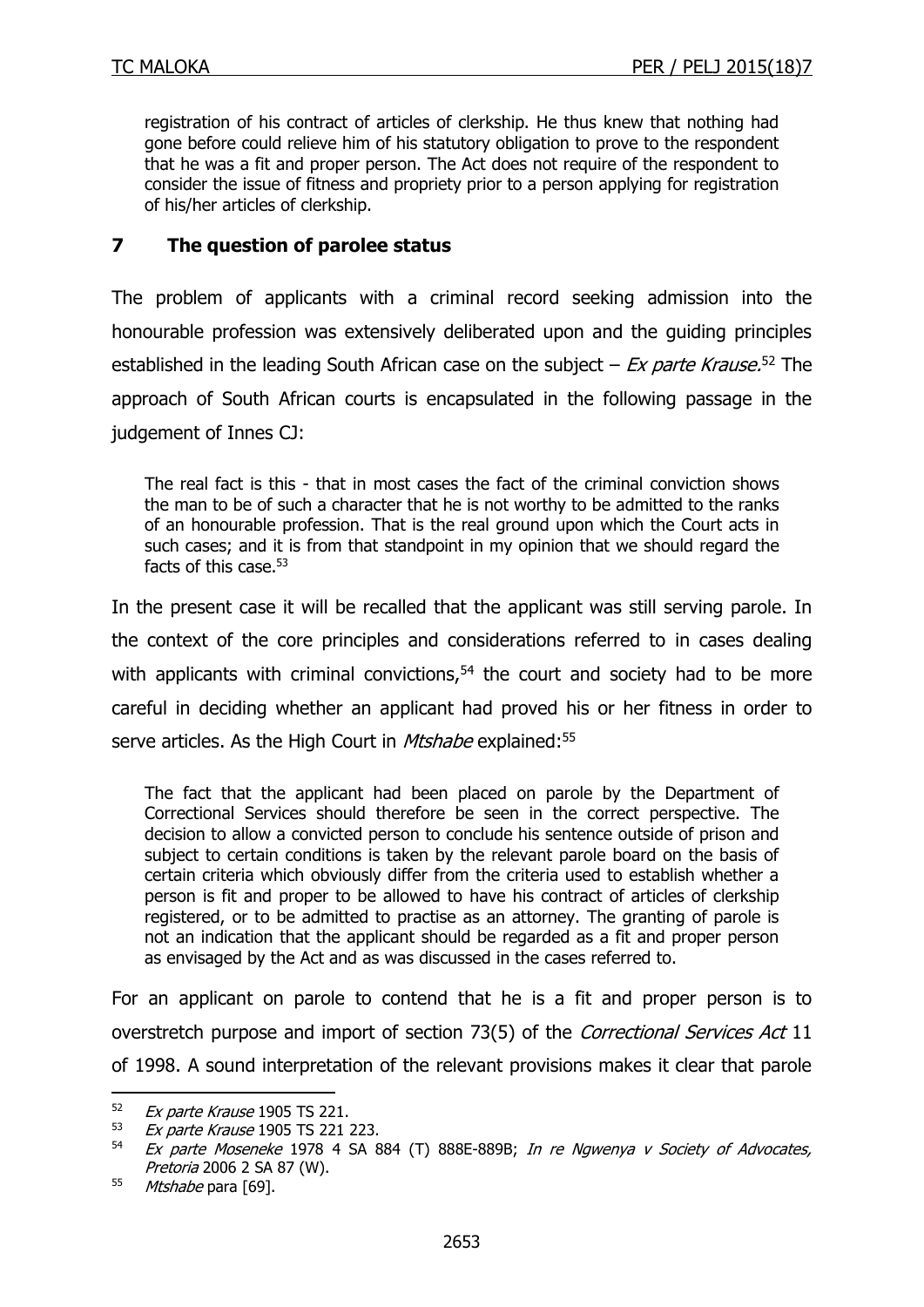> registration of his contract of articles of clerkship. He thus knew that nothing had gone before could relieve him of his statutory obligation to prove to the respondent that he was a fit and proper person. The Act does not require of the respondent to consider the issue of fitness and propriety prior to a person applying for registration of his/her articles of clerkship.

## 7 The question of parolee status

The problem of applicants with a criminal record seeking admission into the honourable profession was extensively deliberated upon and the guiding principles established in the leading South African case on the subject – *Ex parte Krause.*[52] The approach of South African courts is encapsulated in the following passage in the judgement of Innes CJ:

> The real fact is this - that in most cases the fact of the criminal conviction shows the man to be of such a character that he is not worthy to be admitted to the ranks of an honourable profession. That is the real ground upon which the Court acts in such cases; and it is from that standpoint in my opinion that we should regard the facts of this case.[53]

In the present case it will be recalled that the applicant was still serving parole. In the context of the core principles and considerations referred to in cases dealing with applicants with criminal convictions,[54] the court and society had to be more careful in deciding whether an applicant had proved his or her fitness in order to serve articles. As the High Court in *Mtshabe* explained:[55]

> The fact that the applicant had been placed on parole by the Department of Correctional Services should therefore be seen in the correct perspective. The decision to allow a convicted person to conclude his sentence outside of prison and subject to certain conditions is taken by the relevant parole board on the basis of certain criteria which obviously differ from the criteria used to establish whether a person is fit and proper to be allowed to have his contract of articles of clerkship registered, or to be admitted to practise as an attorney. The granting of parole is not an indication that the applicant should be regarded as a fit and proper person as envisaged by the Act and as was discussed in the cases referred to.

For an applicant on parole to contend that he is a fit and proper person is to overstretch purpose and import of section 73(5) of the *Correctional Services Act* 11 of 1998. A sound interpretation of the relevant provisions makes it clear that parole

---

[52] *Ex parte Krause* 1905 TS 221.

[53] *Ex parte Krause* 1905 TS 221 223.

[54] *Ex parte Moseneke* 1978 4 SA 884 (T) 888E-889B; *In re Ngwenya v Society of Advocates, Pretoria* 2006 2 SA 87 (W).

[55] *Mtshabe* para [69].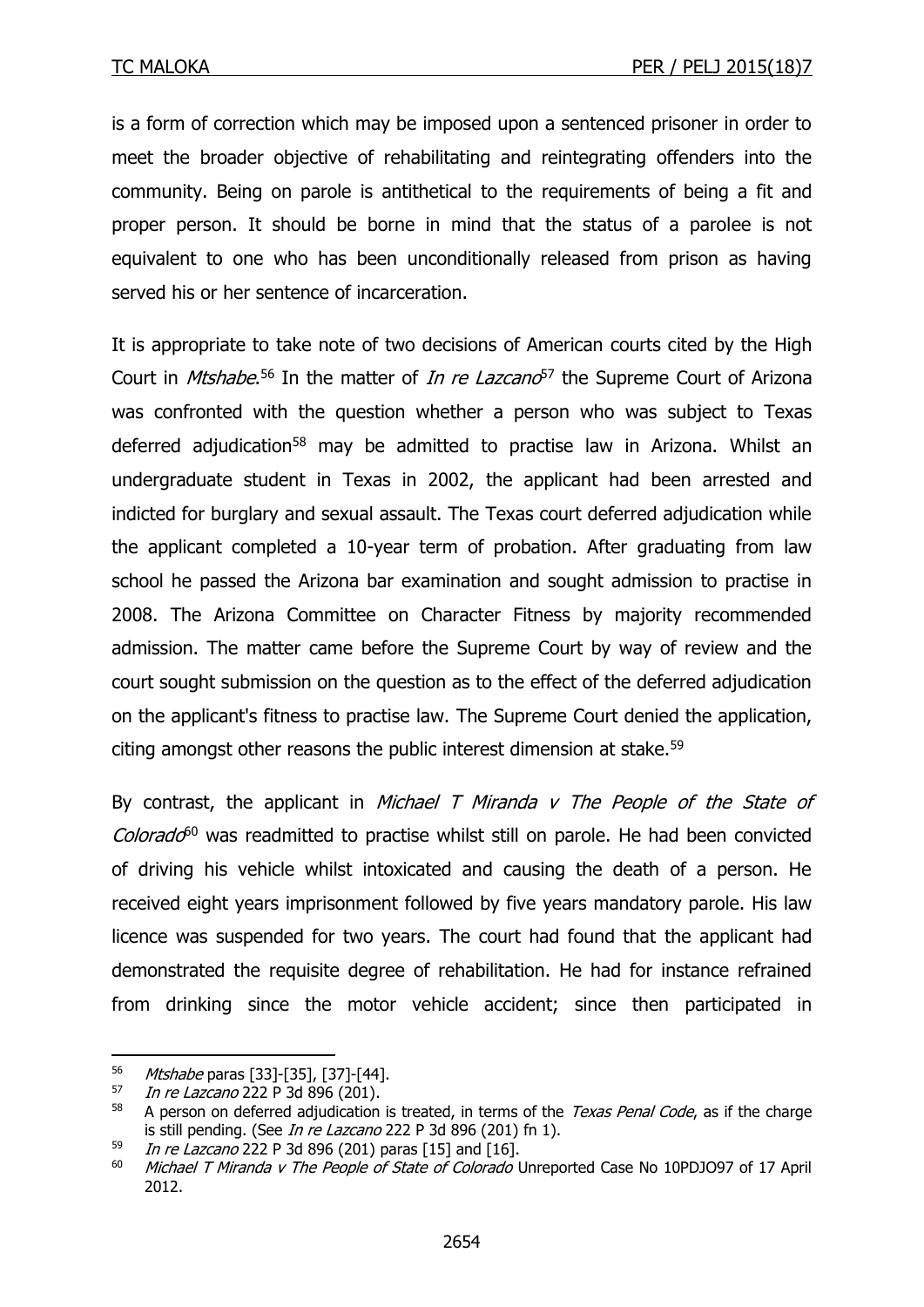is a form of correction which may be imposed upon a sentenced prisoner in order to meet the broader objective of rehabilitating and reintegrating offenders into the community. Being on parole is antithetical to the requirements of being a fit and proper person. It should be borne in mind that the status of a parolee is not equivalent to one who has been unconditionally released from prison as having served his or her sentence of incarceration.

It is appropriate to take note of two decisions of American courts cited by the High Court in *Mtshabe*.[56] In the matter of *In re Lazcano*[57] the Supreme Court of Arizona was confronted with the question whether a person who was subject to Texas deferred adjudication[58] may be admitted to practise law in Arizona. Whilst an undergraduate student in Texas in 2002, the applicant had been arrested and indicted for burglary and sexual assault. The Texas court deferred adjudication while the applicant completed a 10-year term of probation. After graduating from law school he passed the Arizona bar examination and sought admission to practise in 2008. The Arizona Committee on Character Fitness by majority recommended admission. The matter came before the Supreme Court by way of review and the court sought submission on the question as to the effect of the deferred adjudication on the applicant's fitness to practise law. The Supreme Court denied the application, citing amongst other reasons the public interest dimension at stake.[59]

By contrast, the applicant in *Michael T Miranda v The People of the State of Colorado*[60] was readmitted to practise whilst still on parole. He had been convicted of driving his vehicle whilst intoxicated and causing the death of a person. He received eight years imprisonment followed by five years mandatory parole. His law licence was suspended for two years. The court had found that the applicant had demonstrated the requisite degree of rehabilitation. He had for instance refrained from drinking since the motor vehicle accident; since then participated in

---

[56] *Mtshabe* paras [33]-[35], [37]-[44].

[57] *In re Lazcano* 222 P 3d 896 (201).

[58] A person on deferred adjudication is treated, in terms of the *Texas Penal Code*, as if the charge is still pending. (See *In re Lazcano* 222 P 3d 896 (201) fn 1).

[59] *In re Lazcano* 222 P 3d 896 (201) paras [15] and [16].

[60] *Michael T Miranda v The People of State of Colorado* Unreported Case No 10PDJO97 of 17 April 2012.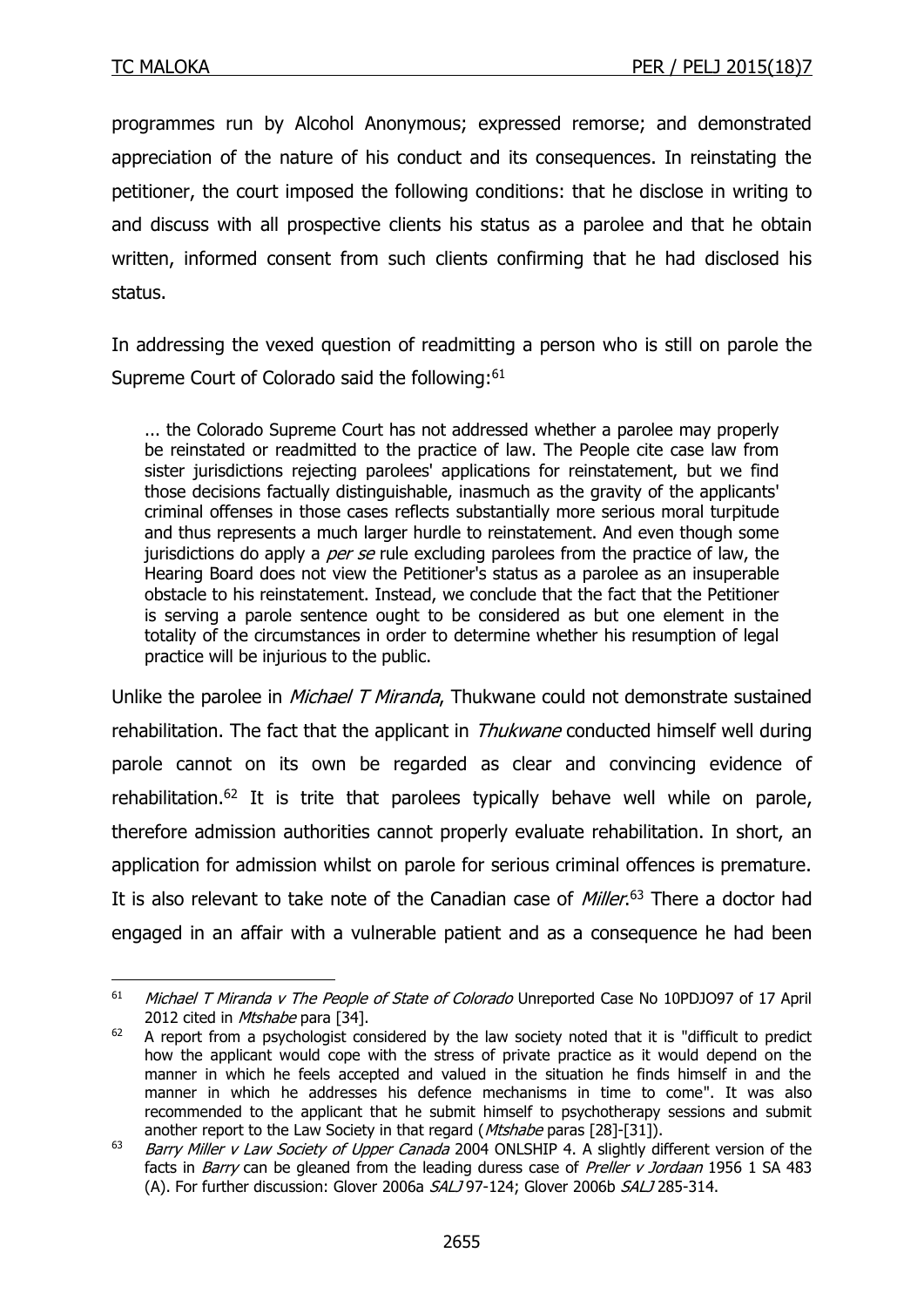programmes run by Alcohol Anonymous; expressed remorse; and demonstrated appreciation of the nature of his conduct and its consequences. In reinstating the petitioner, the court imposed the following conditions: that he disclose in writing to and discuss with all prospective clients his status as a parolee and that he obtain written, informed consent from such clients confirming that he had disclosed his status.

In addressing the vexed question of readmitting a person who is still on parole the Supreme Court of Colorado said the following:[61]

> ... the Colorado Supreme Court has not addressed whether a parolee may properly be reinstated or readmitted to the practice of law. The People cite case law from sister jurisdictions rejecting parolees' applications for reinstatement, but we find those decisions factually distinguishable, inasmuch as the gravity of the applicants' criminal offenses in those cases reflects substantially more serious moral turpitude and thus represents a much larger hurdle to reinstatement. And even though some jurisdictions do apply a *per se* rule excluding parolees from the practice of law, the Hearing Board does not view the Petitioner's status as a parolee as an insuperable obstacle to his reinstatement. Instead, we conclude that the fact that the Petitioner is serving a parole sentence ought to be considered as but one element in the totality of the circumstances in order to determine whether his resumption of legal practice will be injurious to the public.

Unlike the parolee in *Michael T Miranda*, Thukwane could not demonstrate sustained rehabilitation. The fact that the applicant in *Thukwane* conducted himself well during parole cannot on its own be regarded as clear and convincing evidence of rehabilitation.[62] It is trite that parolees typically behave well while on parole, therefore admission authorities cannot properly evaluate rehabilitation. In short, an application for admission whilst on parole for serious criminal offences is premature. It is also relevant to take note of the Canadian case of *Miller*.[63] There a doctor had engaged in an affair with a vulnerable patient and as a consequence he had been

---

[61] *Michael T Miranda v The People of State of Colorado* Unreported Case No 10PDJO97 of 17 April 2012 cited in *Mtshabe* para [34].

[62] A report from a psychologist considered by the law society noted that it is "difficult to predict how the applicant would cope with the stress of private practice as it would depend on the manner in which he feels accepted and valued in the situation he finds himself in and the manner in which he addresses his defence mechanisms in time to come". It was also recommended to the applicant that he submit himself to psychotherapy sessions and submit another report to the Law Society in that regard (*Mtshabe* paras [28]-[31]).

[63] *Barry Miller v Law Society of Upper Canada* 2004 ONLSHIP 4. A slightly different version of the facts in *Barry* can be gleaned from the leading duress case of *Preller v Jordaan* 1956 1 SA 483 (A). For further discussion: Glover 2006a *SALJ* 97-124; Glover 2006b *SALJ* 285-314.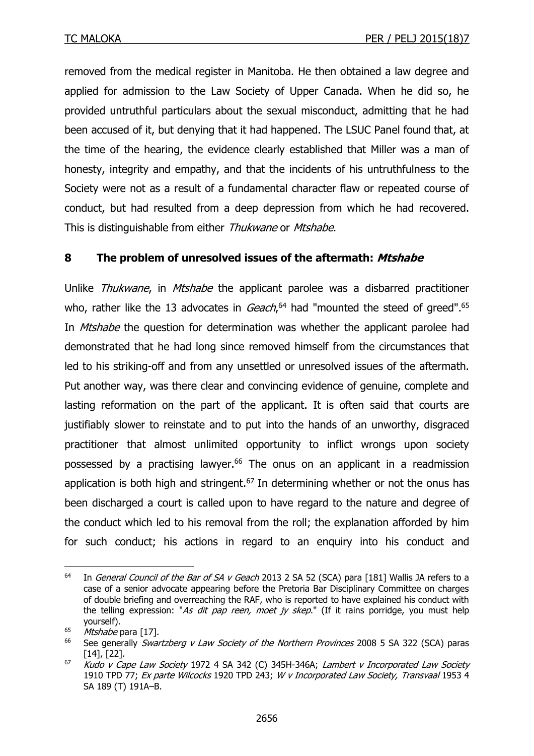removed from the medical register in Manitoba. He then obtained a law degree and applied for admission to the Law Society of Upper Canada. When he did so, he provided untruthful particulars about the sexual misconduct, admitting that he had been accused of it, but denying that it had happened. The LSUC Panel found that, at the time of the hearing, the evidence clearly established that Miller was a man of honesty, integrity and empathy, and that the incidents of his untruthfulness to the Society were not as a result of a fundamental character flaw or repeated course of conduct, but had resulted from a deep depression from which he had recovered. This is distinguishable from either *Thukwane* or *Mtshabe*.

## 8 The problem of unresolved issues of the aftermath: *Mtshabe*

Unlike *Thukwane*, in *Mtshabe* the applicant parolee was a disbarred practitioner who, rather like the 13 advocates in *Geach*,[64] had "mounted the steed of greed".[65] In *Mtshabe* the question for determination was whether the applicant parolee had demonstrated that he had long since removed himself from the circumstances that led to his striking-off and from any unsettled or unresolved issues of the aftermath. Put another way, was there clear and convincing evidence of genuine, complete and lasting reformation on the part of the applicant. It is often said that courts are justifiably slower to reinstate and to put into the hands of an unworthy, disgraced practitioner that almost unlimited opportunity to inflict wrongs upon society possessed by a practising lawyer.[66] The onus on an applicant in a readmission application is both high and stringent.[67] In determining whether or not the onus has been discharged a court is called upon to have regard to the nature and degree of the conduct which led to his removal from the roll; the explanation afforded by him for such conduct; his actions in regard to an enquiry into his conduct and

---

64 In *General Council of the Bar of SA v Geach* 2013 2 SA 52 (SCA) para [181] Wallis JA refers to a case of a senior advocate appearing before the Pretoria Bar Disciplinary Committee on charges of double briefing and overreaching the RAF, who is reported to have explained his conduct with the telling expression: "*As dit pap reen, moet jy skep*." (If it rains porridge, you must help yourself).

65 *Mtshabe* para [17].

66 See generally *Swartzberg v Law Society of the Northern Provinces* 2008 5 SA 322 (SCA) paras [14], [22].

67 *Kudo v Cape Law Society* 1972 4 SA 342 (C) 345H-346A; *Lambert v Incorporated Law Society* 1910 TPD 77; *Ex parte Wilcocks* 1920 TPD 243; *W v Incorporated Law Society, Transvaal* 1953 4 SA 189 (T) 191A–B.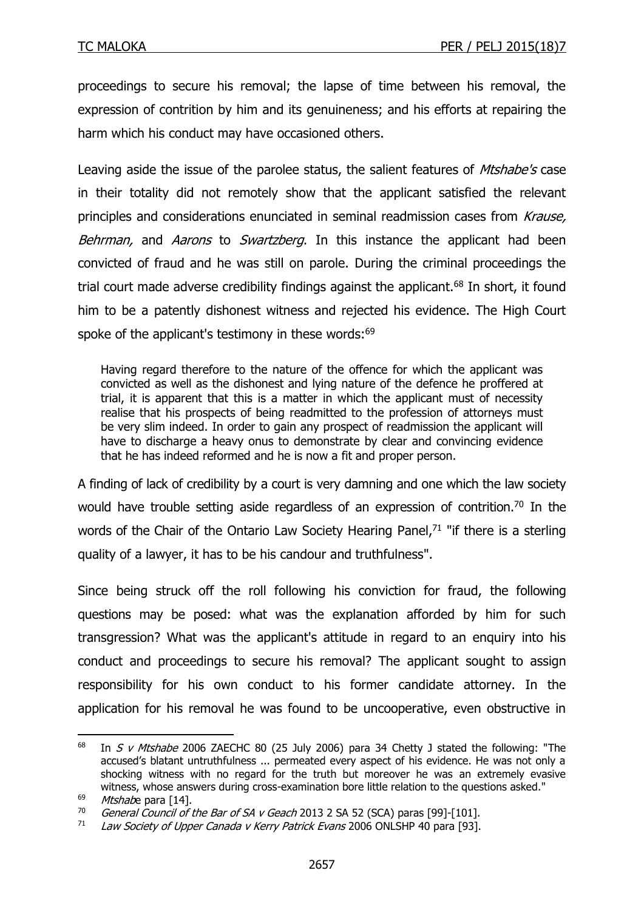proceedings to secure his removal; the lapse of time between his removal, the expression of contrition by him and its genuineness; and his efforts at repairing the harm which his conduct may have occasioned others.

Leaving aside the issue of the parolee status, the salient features of *Mtshabe's* case in their totality did not remotely show that the applicant satisfied the relevant principles and considerations enunciated in seminal readmission cases from *Krause, Behrman,* and *Aarons* to *Swartzberg*. In this instance the applicant had been convicted of fraud and he was still on parole. During the criminal proceedings the trial court made adverse credibility findings against the applicant.[68] In short, it found him to be a patently dishonest witness and rejected his evidence. The High Court spoke of the applicant's testimony in these words:[69]

> Having regard therefore to the nature of the offence for which the applicant was convicted as well as the dishonest and lying nature of the defence he proffered at trial, it is apparent that this is a matter in which the applicant must of necessity realise that his prospects of being readmitted to the profession of attorneys must be very slim indeed. In order to gain any prospect of readmission the applicant will have to discharge a heavy onus to demonstrate by clear and convincing evidence that he has indeed reformed and he is now a fit and proper person.

A finding of lack of credibility by a court is very damning and one which the law society would have trouble setting aside regardless of an expression of contrition.[70] In the words of the Chair of the Ontario Law Society Hearing Panel,[71] "if there is a sterling quality of a lawyer, it has to be his candour and truthfulness".

Since being struck off the roll following his conviction for fraud, the following questions may be posed: what was the explanation afforded by him for such transgression? What was the applicant's attitude in regard to an enquiry into his conduct and proceedings to secure his removal? The applicant sought to assign responsibility for his own conduct to his former candidate attorney. In the application for his removal he was found to be uncooperative, even obstructive in

---

[68] In *S v Mtshabe* 2006 ZAECHC 80 (25 July 2006) para 34 Chetty J stated the following: "The accused's blatant untruthfulness ... permeated every aspect of his evidence. He was not only a shocking witness with no regard for the truth but moreover he was an extremely evasive witness, whose answers during cross-examination bore little relation to the questions asked."

[69] *Mtshabe* para [14].

[70] *General Council of the Bar of SA v Geach* 2013 2 SA 52 (SCA) paras [99]-[101].

[71] *Law Society of Upper Canada v Kerry Patrick Evans* 2006 ONLSHP 40 para [93].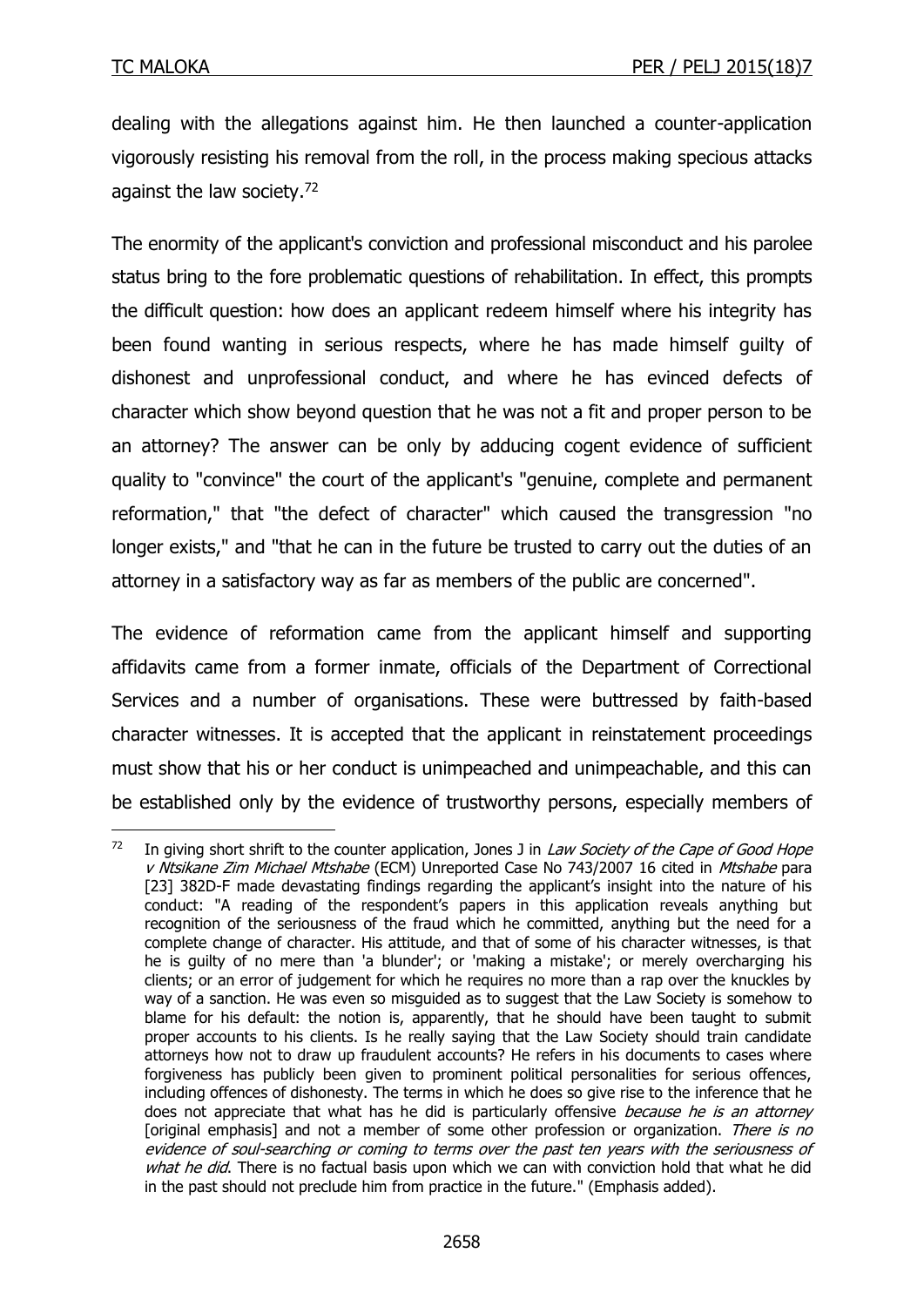dealing with the allegations against him. He then launched a counter-application vigorously resisting his removal from the roll, in the process making specious attacks against the law society.[72]

The enormity of the applicant's conviction and professional misconduct and his parolee status bring to the fore problematic questions of rehabilitation. In effect, this prompts the difficult question: how does an applicant redeem himself where his integrity has been found wanting in serious respects, where he has made himself guilty of dishonest and unprofessional conduct, and where he has evinced defects of character which show beyond question that he was not a fit and proper person to be an attorney? The answer can be only by adducing cogent evidence of sufficient quality to "convince" the court of the applicant's "genuine, complete and permanent reformation," that "the defect of character" which caused the transgression "no longer exists," and "that he can in the future be trusted to carry out the duties of an attorney in a satisfactory way as far as members of the public are concerned".

The evidence of reformation came from the applicant himself and supporting affidavits came from a former inmate, officials of the Department of Correctional Services and a number of organisations. These were buttressed by faith-based character witnesses. It is accepted that the applicant in reinstatement proceedings must show that his or her conduct is unimpeached and unimpeachable, and this can be established only by the evidence of trustworthy persons, especially members of

---

[72] In giving short shrift to the counter application, Jones J in *Law Society of the Cape of Good Hope v Ntsikane Zim Michael Mtshabe* (ECM) Unreported Case No 743/2007 16 cited in *Mtshabe* para [23] 382D-F made devastating findings regarding the applicant's insight into the nature of his conduct: "A reading of the respondent's papers in this application reveals anything but recognition of the seriousness of the fraud which he committed, anything but the need for a complete change of character. His attitude, and that of some of his character witnesses, is that he is guilty of no mere than 'a blunder'; or 'making a mistake'; or merely overcharging his clients; or an error of judgement for which he requires no more than a rap over the knuckles by way of a sanction. He was even so misguided as to suggest that the Law Society is somehow to blame for his default: the notion is, apparently, that he should have been taught to submit proper accounts to his clients. Is he really saying that the Law Society should train candidate attorneys how not to draw up fraudulent accounts? He refers in his documents to cases where forgiveness has publicly been given to prominent political personalities for serious offences, including offences of dishonesty. The terms in which he does so give rise to the inference that he does not appreciate that what has he did is particularly offensive *because he is an attorney* [original emphasis] and not a member of some other profession or organization. *There is no evidence of soul-searching or coming to terms over the past ten years with the seriousness of what he did*. There is no factual basis upon which we can with conviction hold that what he did in the past should not preclude him from practice in the future." (Emphasis added).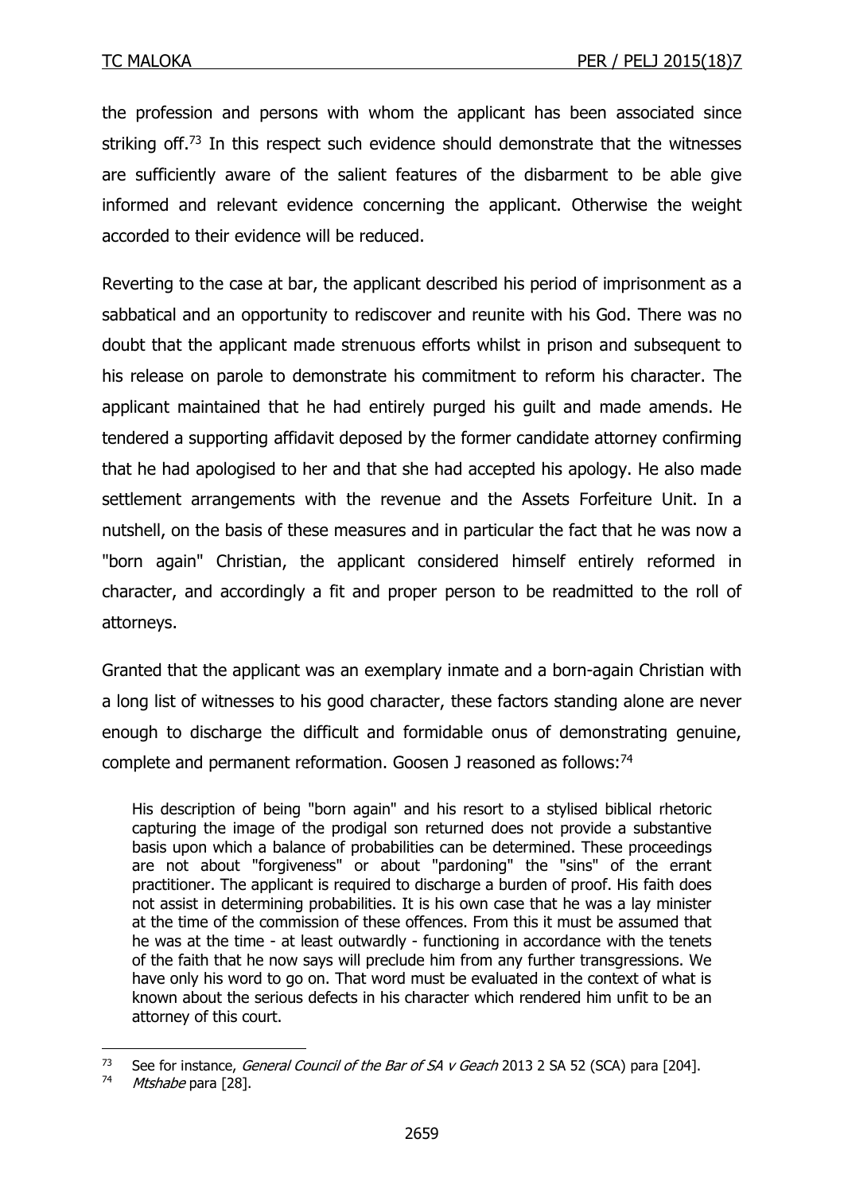the profession and persons with whom the applicant has been associated since striking off.[73] In this respect such evidence should demonstrate that the witnesses are sufficiently aware of the salient features of the disbarment to be able give informed and relevant evidence concerning the applicant. Otherwise the weight accorded to their evidence will be reduced.

Reverting to the case at bar, the applicant described his period of imprisonment as a sabbatical and an opportunity to rediscover and reunite with his God. There was no doubt that the applicant made strenuous efforts whilst in prison and subsequent to his release on parole to demonstrate his commitment to reform his character. The applicant maintained that he had entirely purged his guilt and made amends. He tendered a supporting affidavit deposed by the former candidate attorney confirming that he had apologised to her and that she had accepted his apology. He also made settlement arrangements with the revenue and the Assets Forfeiture Unit. In a nutshell, on the basis of these measures and in particular the fact that he was now a "born again" Christian, the applicant considered himself entirely reformed in character, and accordingly a fit and proper person to be readmitted to the roll of attorneys.

Granted that the applicant was an exemplary inmate and a born-again Christian with a long list of witnesses to his good character, these factors standing alone are never enough to discharge the difficult and formidable onus of demonstrating genuine, complete and permanent reformation. Goosen J reasoned as follows:[74]

> His description of being "born again" and his resort to a stylised biblical rhetoric capturing the image of the prodigal son returned does not provide a substantive basis upon which a balance of probabilities can be determined. These proceedings are not about "forgiveness" or about "pardoning" the "sins" of the errant practitioner. The applicant is required to discharge a burden of proof. His faith does not assist in determining probabilities. It is his own case that he was a lay minister at the time of the commission of these offences. From this it must be assumed that he was at the time - at least outwardly - functioning in accordance with the tenets of the faith that he now says will preclude him from any further transgressions. We have only his word to go on. That word must be evaluated in the context of what is known about the serious defects in his character which rendered him unfit to be an attorney of this court.

---

[73] See for instance, *General Council of the Bar of SA v Geach* 2013 2 SA 52 (SCA) para [204].

[74] *Mtshabe* para [28].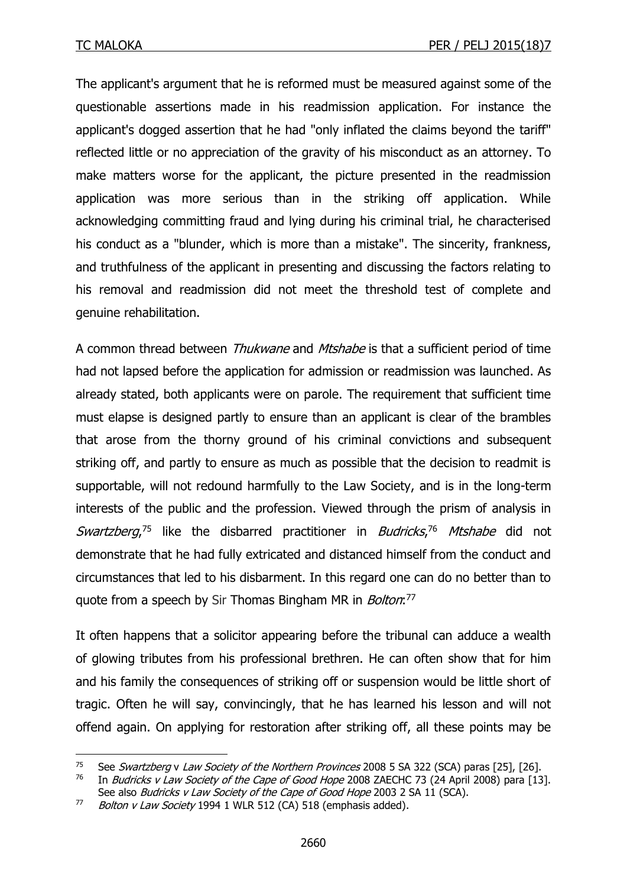The applicant's argument that he is reformed must be measured against some of the questionable assertions made in his readmission application. For instance the applicant's dogged assertion that he had "only inflated the claims beyond the tariff" reflected little or no appreciation of the gravity of his misconduct as an attorney. To make matters worse for the applicant, the picture presented in the readmission application was more serious than in the striking off application. While acknowledging committing fraud and lying during his criminal trial, he characterised his conduct as a "blunder, which is more than a mistake". The sincerity, frankness, and truthfulness of the applicant in presenting and discussing the factors relating to his removal and readmission did not meet the threshold test of complete and genuine rehabilitation.

A common thread between *Thukwane* and *Mtshabe* is that a sufficient period of time had not lapsed before the application for admission or readmission was launched. As already stated, both applicants were on parole. The requirement that sufficient time must elapse is designed partly to ensure than an applicant is clear of the brambles that arose from the thorny ground of his criminal convictions and subsequent striking off, and partly to ensure as much as possible that the decision to readmit is supportable, will not redound harmfully to the Law Society, and is in the long-term interests of the public and the profession. Viewed through the prism of analysis in *Swartzberg*,[75] like the disbarred practitioner in *Budricks*,[76] *Mtshabe* did not demonstrate that he had fully extricated and distanced himself from the conduct and circumstances that led to his disbarment. In this regard one can do no better than to quote from a speech by Sir Thomas Bingham MR in *Bolton*:[77]

It often happens that a solicitor appearing before the tribunal can adduce a wealth of glowing tributes from his professional brethren. He can often show that for him and his family the consequences of striking off or suspension would be little short of tragic. Often he will say, convincingly, that he has learned his lesson and will not offend again. On applying for restoration after striking off, all these points may be

---

[75] See *Swartzberg* v *Law Society of the Northern Provinces* 2008 5 SA 322 (SCA) paras [25], [26].

[76] In *Budricks v Law Society of the Cape of Good Hope* 2008 ZAECHC 73 (24 April 2008) para [13]. See also *Budricks v Law Society of the Cape of Good Hope* 2003 2 SA 11 (SCA).

[77] *Bolton v Law Society* 1994 1 WLR 512 (CA) 518 (emphasis added).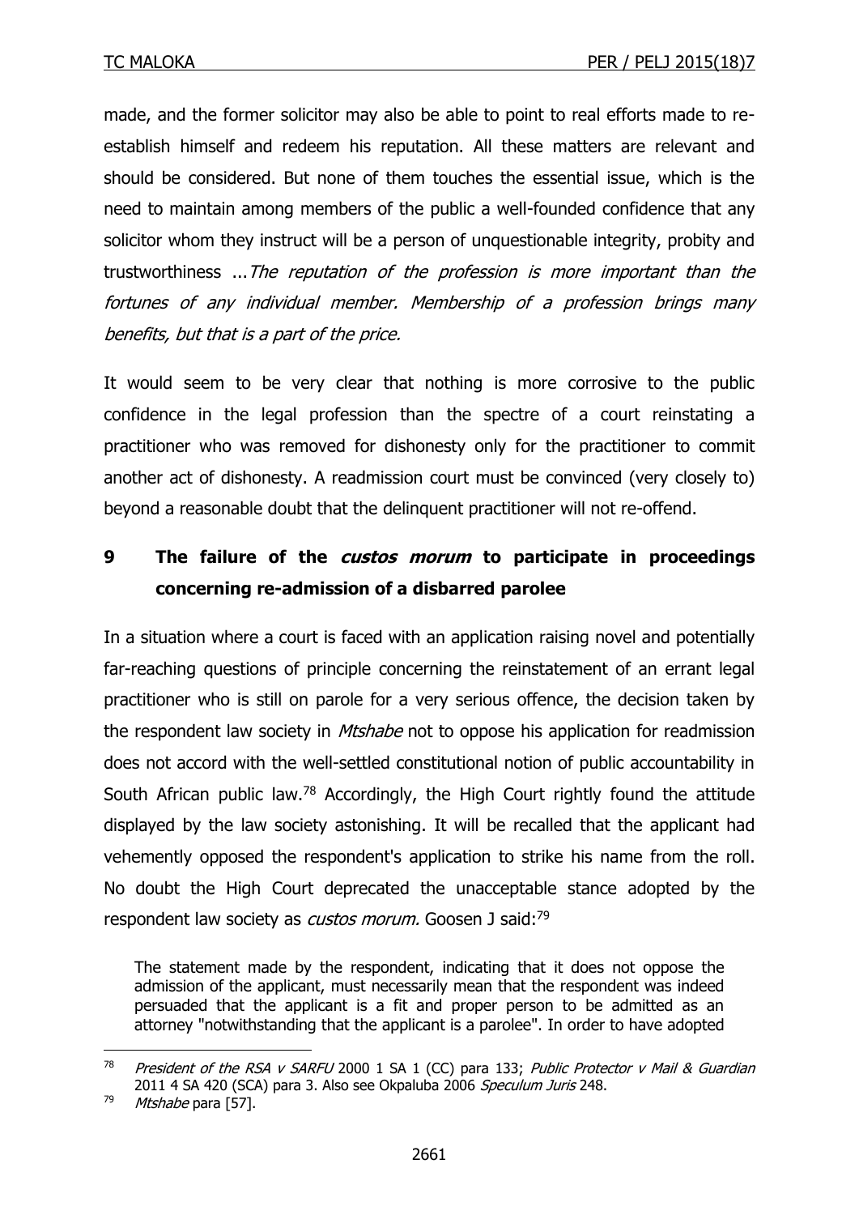made, and the former solicitor may also be able to point to real efforts made to re-establish himself and redeem his reputation. All these matters are relevant and should be considered. But none of them touches the essential issue, which is the need to maintain among members of the public a well-founded confidence that any solicitor whom they instruct will be a person of unquestionable integrity, probity and trustworthiness ...*The reputation of the profession is more important than the fortunes of any individual member. Membership of a profession brings many benefits, but that is a part of the price.*

It would seem to be very clear that nothing is more corrosive to the public confidence in the legal profession than the spectre of a court reinstating a practitioner who was removed for dishonesty only for the practitioner to commit another act of dishonesty. A readmission court must be convinced (very closely to) beyond a reasonable doubt that the delinquent practitioner will not re-offend.

## 9 The failure of the *custos morum* to participate in proceedings concerning re-admission of a disbarred parolee

In a situation where a court is faced with an application raising novel and potentially far-reaching questions of principle concerning the reinstatement of an errant legal practitioner who is still on parole for a very serious offence, the decision taken by the respondent law society in *Mtshabe* not to oppose his application for readmission does not accord with the well-settled constitutional notion of public accountability in South African public law.[78] Accordingly, the High Court rightly found the attitude displayed by the law society astonishing. It will be recalled that the applicant had vehemently opposed the respondent's application to strike his name from the roll. No doubt the High Court deprecated the unacceptable stance adopted by the respondent law society as *custos morum.* Goosen J said:[79]

> The statement made by the respondent, indicating that it does not oppose the admission of the applicant, must necessarily mean that the respondent was indeed persuaded that the applicant is a fit and proper person to be admitted as an attorney "notwithstanding that the applicant is a parolee". In order to have adopted

---

[78] *President of the RSA v SARFU* 2000 1 SA 1 (CC) para 133; *Public Protector v Mail & Guardian* 2011 4 SA 420 (SCA) para 3. Also see Okpaluba 2006 *Speculum Juris* 248.

[79] *Mtshabe* para [57].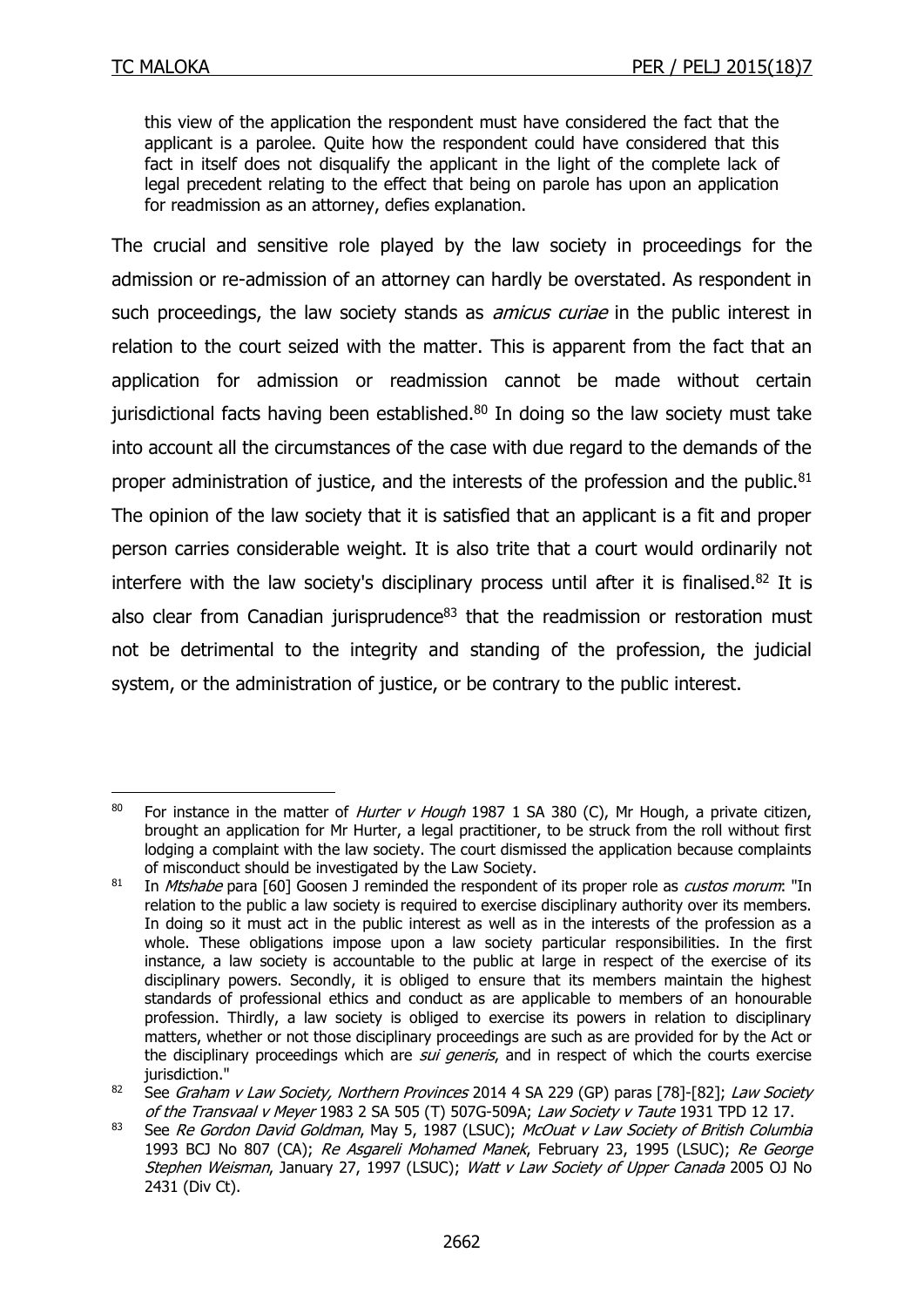> this view of the application the respondent must have considered the fact that the applicant is a parolee. Quite how the respondent could have considered that this fact in itself does not disqualify the applicant in the light of the complete lack of legal precedent relating to the effect that being on parole has upon an application for readmission as an attorney, defies explanation.

The crucial and sensitive role played by the law society in proceedings for the admission or re-admission of an attorney can hardly be overstated. As respondent in such proceedings, the law society stands as *amicus curiae* in the public interest in relation to the court seized with the matter. This is apparent from the fact that an application for admission or readmission cannot be made without certain jurisdictional facts having been established.[80] In doing so the law society must take into account all the circumstances of the case with due regard to the demands of the proper administration of justice, and the interests of the profession and the public.[81] The opinion of the law society that it is satisfied that an applicant is a fit and proper person carries considerable weight. It is also trite that a court would ordinarily not interfere with the law society's disciplinary process until after it is finalised.[82] It is also clear from Canadian jurisprudence[83] that the readmission or restoration must not be detrimental to the integrity and standing of the profession, the judicial system, or the administration of justice, or be contrary to the public interest.

---

[80] For instance in the matter of *Hurter v Hough* 1987 1 SA 380 (C), Mr Hough, a private citizen, brought an application for Mr Hurter, a legal practitioner, to be struck from the roll without first lodging a complaint with the law society. The court dismissed the application because complaints of misconduct should be investigated by the Law Society.

[81] In *Mtshabe* para [60] Goosen J reminded the respondent of its proper role as *custos morum*: "In relation to the public a law society is required to exercise disciplinary authority over its members. In doing so it must act in the public interest as well as in the interests of the profession as a whole. These obligations impose upon a law society particular responsibilities. In the first instance, a law society is accountable to the public at large in respect of the exercise of its disciplinary powers. Secondly, it is obliged to ensure that its members maintain the highest standards of professional ethics and conduct as are applicable to members of an honourable profession. Thirdly, a law society is obliged to exercise its powers in relation to disciplinary matters, whether or not those disciplinary proceedings are such as are provided for by the Act or the disciplinary proceedings which are *sui generis*, and in respect of which the courts exercise jurisdiction."

[82] See *Graham v Law Society, Northern Provinces* 2014 4 SA 229 (GP) paras [78]-[82]; *Law Society of the Transvaal v Meyer* 1983 2 SA 505 (T) 507G-509A; *Law Society v Taute* 1931 TPD 12 17.

[83] See *Re Gordon David Goldman*, May 5, 1987 (LSUC); *McOuat v Law Society of British Columbia* 1993 BCJ No 807 (CA); *Re Asgareli Mohamed Manek*, February 23, 1995 (LSUC); *Re George Stephen Weisman*, January 27, 1997 (LSUC); *Watt v Law Society of Upper Canada* 2005 OJ No 2431 (Div Ct).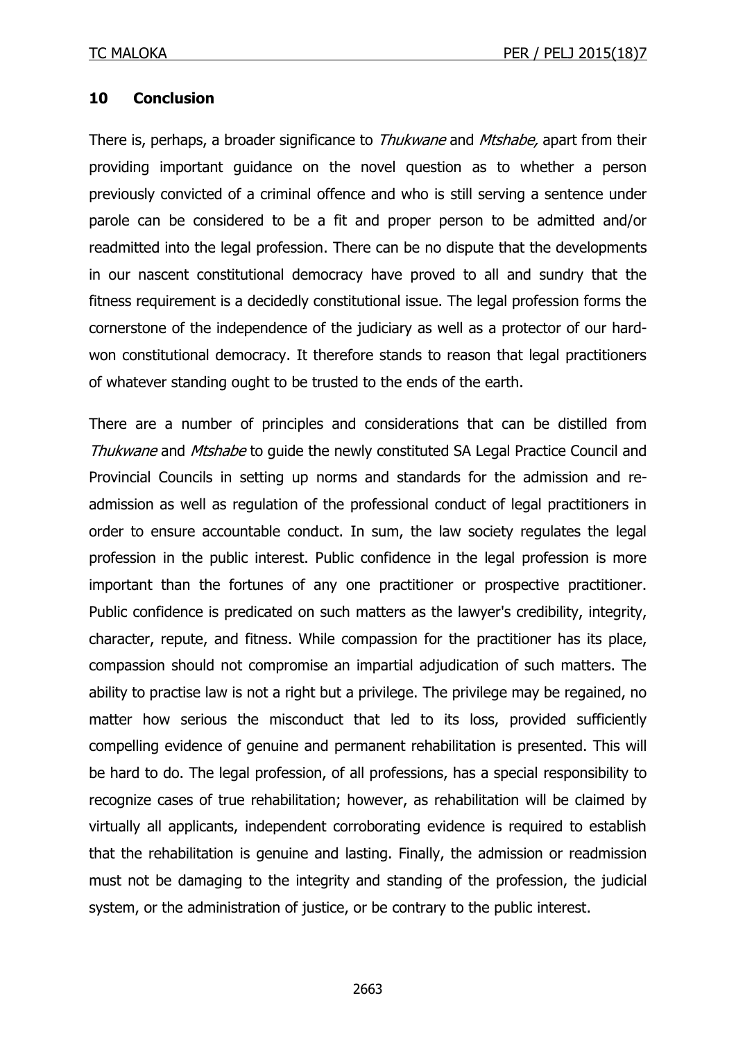## 10 Conclusion

There is, perhaps, a broader significance to *Thukwane* and *Mtshabe,* apart from their providing important guidance on the novel question as to whether a person previously convicted of a criminal offence and who is still serving a sentence under parole can be considered to be a fit and proper person to be admitted and/or readmitted into the legal profession. There can be no dispute that the developments in our nascent constitutional democracy have proved to all and sundry that the fitness requirement is a decidedly constitutional issue. The legal profession forms the cornerstone of the independence of the judiciary as well as a protector of our hard-won constitutional democracy. It therefore stands to reason that legal practitioners of whatever standing ought to be trusted to the ends of the earth.

There are a number of principles and considerations that can be distilled from *Thukwane* and *Mtshabe* to guide the newly constituted SA Legal Practice Council and Provincial Councils in setting up norms and standards for the admission and re-admission as well as regulation of the professional conduct of legal practitioners in order to ensure accountable conduct. In sum, the law society regulates the legal profession in the public interest. Public confidence in the legal profession is more important than the fortunes of any one practitioner or prospective practitioner. Public confidence is predicated on such matters as the lawyer's credibility, integrity, character, repute, and fitness. While compassion for the practitioner has its place, compassion should not compromise an impartial adjudication of such matters. The ability to practise law is not a right but a privilege. The privilege may be regained, no matter how serious the misconduct that led to its loss, provided sufficiently compelling evidence of genuine and permanent rehabilitation is presented. This will be hard to do. The legal profession, of all professions, has a special responsibility to recognize cases of true rehabilitation; however, as rehabilitation will be claimed by virtually all applicants, independent corroborating evidence is required to establish that the rehabilitation is genuine and lasting. Finally, the admission or readmission must not be damaging to the integrity and standing of the profession, the judicial system, or the administration of justice, or be contrary to the public interest.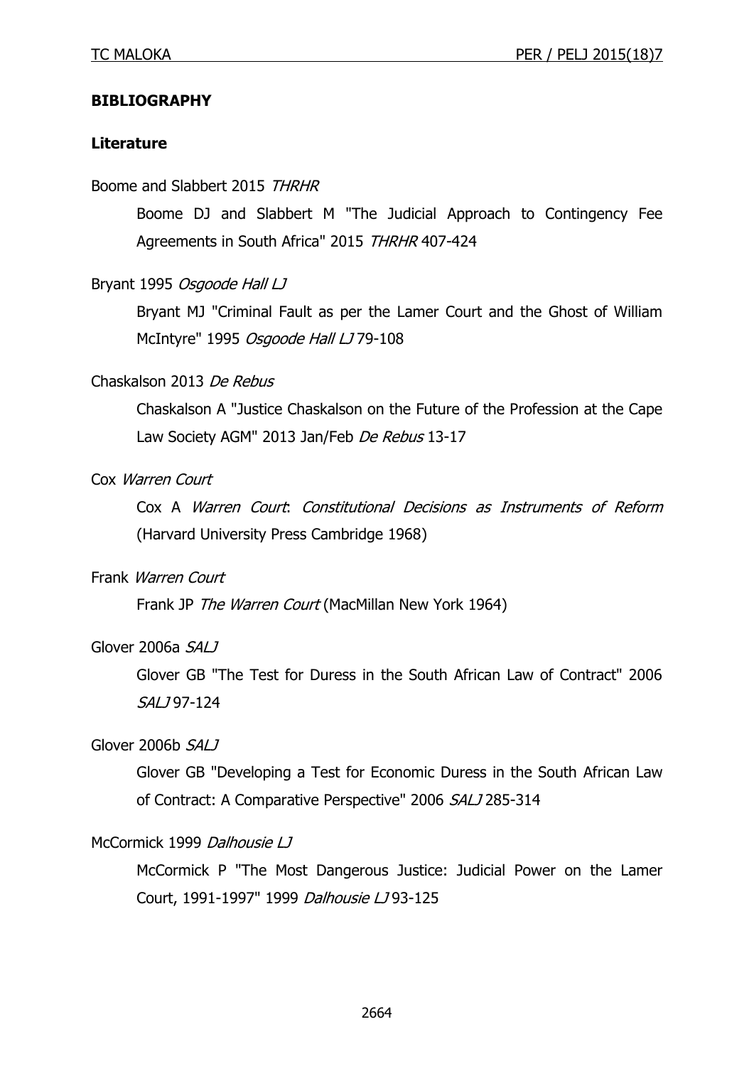## BIBLIOGRAPHY

### Literature

Boome and Slabbert 2015 *THRHR*

Boome DJ and Slabbert M "The Judicial Approach to Contingency Fee Agreements in South Africa" 2015 *THRHR* 407-424

Bryant 1995 *Osgoode Hall LJ*

Bryant MJ "Criminal Fault as per the Lamer Court and the Ghost of William McIntyre" 1995 *Osgoode Hall LJ* 79-108

Chaskalson 2013 *De Rebus*

Chaskalson A "Justice Chaskalson on the Future of the Profession at the Cape Law Society AGM" 2013 Jan/Feb *De Rebus* 13-17

Cox *Warren Court*

Cox A *Warren Court*: *Constitutional Decisions as Instruments of Reform* (Harvard University Press Cambridge 1968)

Frank *Warren Court*

Frank JP *The Warren Court* (MacMillan New York 1964)

Glover 2006a *SALJ*

Glover GB "The Test for Duress in the South African Law of Contract" 2006 *SALJ* 97-124

Glover 2006b *SALJ*

Glover GB "Developing a Test for Economic Duress in the South African Law of Contract: A Comparative Perspective" 2006 *SALJ* 285-314

McCormick 1999 *Dalhousie LJ*

McCormick P "The Most Dangerous Justice: Judicial Power on the Lamer Court, 1991-1997" 1999 *Dalhousie LJ* 93-125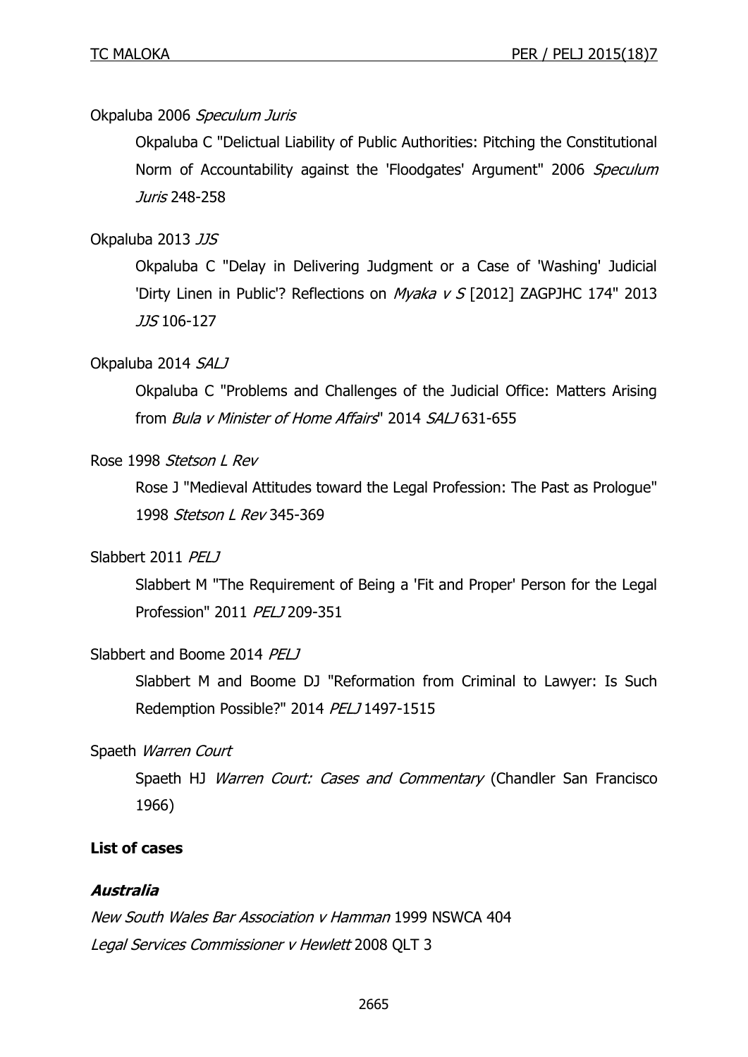Okpaluba 2006 *Speculum Juris*

> Okpaluba C "Delictual Liability of Public Authorities: Pitching the Constitutional Norm of Accountability against the 'Floodgates' Argument" 2006 *Speculum Juris* 248-258

Okpaluba 2013 *JJS*

> Okpaluba C "Delay in Delivering Judgment or a Case of 'Washing' Judicial 'Dirty Linen in Public'? Reflections on *Myaka v S* [2012] ZAGPJHC 174" 2013 *JJS* 106-127

Okpaluba 2014 *SALJ*

> Okpaluba C "Problems and Challenges of the Judicial Office: Matters Arising from *Bula v Minister of Home Affairs*" 2014 *SALJ* 631-655

Rose 1998 *Stetson L Rev*

> Rose J "Medieval Attitudes toward the Legal Profession: The Past as Prologue" 1998 *Stetson L Rev* 345-369

Slabbert 2011 *PELJ*

> Slabbert M "The Requirement of Being a 'Fit and Proper' Person for the Legal Profession" 2011 *PELJ* 209-351

Slabbert and Boome 2014 *PELJ*

> Slabbert M and Boome DJ "Reformation from Criminal to Lawyer: Is Such Redemption Possible?" 2014 *PELJ* 1497-1515

Spaeth *Warren Court*

> Spaeth HJ *Warren Court: Cases and Commentary* (Chandler San Francisco 1966)

**List of cases**

***Australia***

*New South Wales Bar Association v Hamman* 1999 NSWCA 404

*Legal Services Commissioner v Hewlett* 2008 QLT 3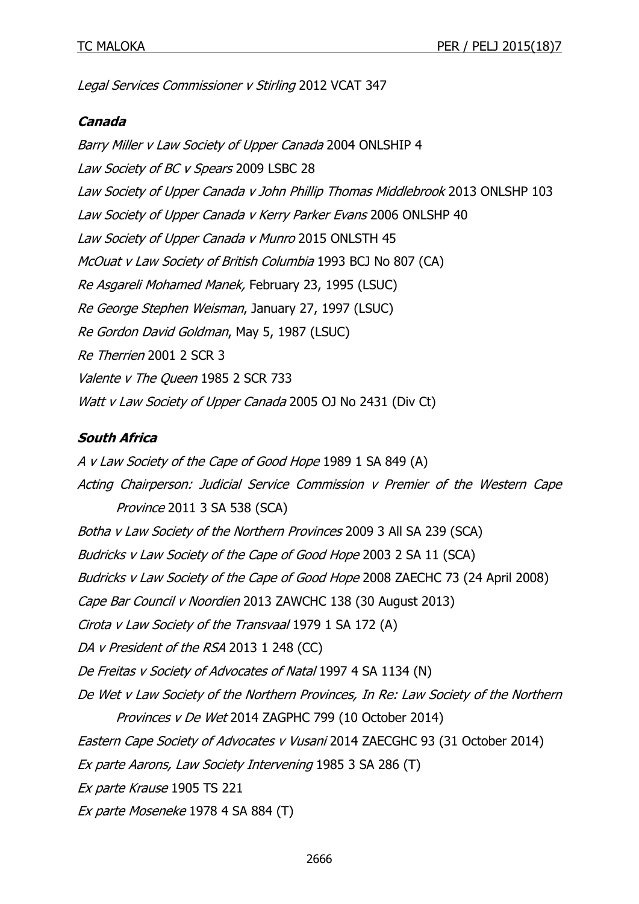*Legal Services Commissioner v Stirling* 2012 VCAT 347

### *Canada*

*Barry Miller v Law Society of Upper Canada* 2004 ONLSHIP 4

*Law Society of BC v Spears* 2009 LSBC 28

*Law Society of Upper Canada v John Phillip Thomas Middlebrook* 2013 ONLSHP 103

*Law Society of Upper Canada v Kerry Parker Evans* 2006 ONLSHP 40

*Law Society of Upper Canada v Munro* 2015 ONLSTH 45

*McOuat v Law Society of British Columbia* 1993 BCJ No 807 (CA)

*Re Asgareli Mohamed Manek,* February 23, 1995 (LSUC)

*Re George Stephen Weisman*, January 27, 1997 (LSUC)

*Re Gordon David Goldman*, May 5, 1987 (LSUC)

*Re Therrien* 2001 2 SCR 3

*Valente v The Queen* 1985 2 SCR 733

*Watt v Law Society of Upper Canada* 2005 OJ No 2431 (Div Ct)

### *South Africa*

*A v Law Society of the Cape of Good Hope* 1989 1 SA 849 (A)

*Acting Chairperson: Judicial Service Commission v Premier of the Western Cape Province* 2011 3 SA 538 (SCA)

*Botha v Law Society of the Northern Provinces* 2009 3 All SA 239 (SCA)

*Budricks v Law Society of the Cape of Good Hope* 2003 2 SA 11 (SCA)

*Budricks v Law Society of the Cape of Good Hope* 2008 ZAECHC 73 (24 April 2008)

*Cape Bar Council v Noordien* 2013 ZAWCHC 138 (30 August 2013)

*Cirota v Law Society of the Transvaal* 1979 1 SA 172 (A)

*DA v President of the RSA* 2013 1 248 (CC)

*De Freitas v Society of Advocates of Natal* 1997 4 SA 1134 (N)

*De Wet v Law Society of the Northern Provinces, In Re: Law Society of the Northern Provinces v De Wet* 2014 ZAGPHC 799 (10 October 2014)

*Eastern Cape Society of Advocates v Vusani* 2014 ZAECGHC 93 (31 October 2014)

*Ex parte Aarons, Law Society Intervening* 1985 3 SA 286 (T)

*Ex parte Krause* 1905 TS 221

*Ex parte Moseneke* 1978 4 SA 884 (T)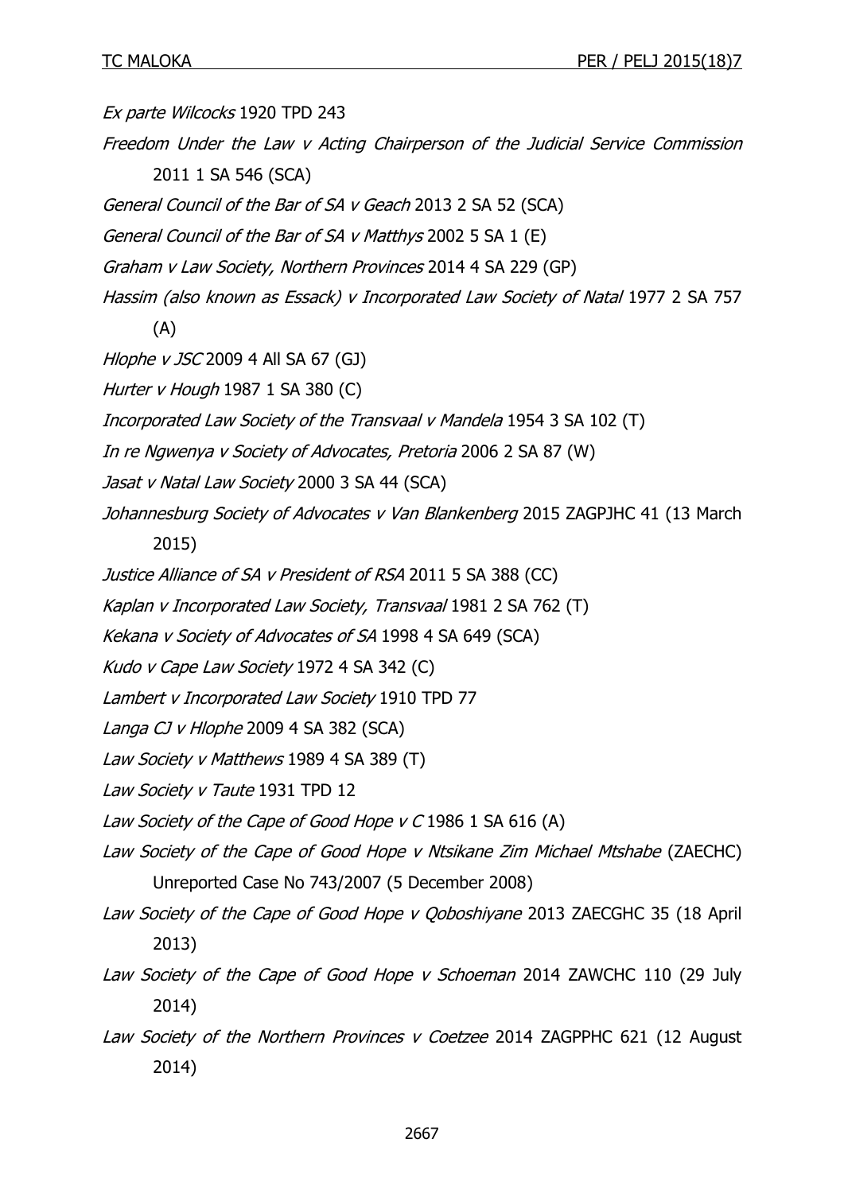*Ex parte Wilcocks* 1920 TPD 243

*Freedom Under the Law v Acting Chairperson of the Judicial Service Commission* 2011 1 SA 546 (SCA)

*General Council of the Bar of SA v Geach* 2013 2 SA 52 (SCA)

*General Council of the Bar of SA v Matthys* 2002 5 SA 1 (E)

*Graham v Law Society, Northern Provinces* 2014 4 SA 229 (GP)

*Hassim (also known as Essack) v Incorporated Law Society of Natal* 1977 2 SA 757 (A)

*Hlophe v JSC* 2009 4 All SA 67 (GJ)

*Hurter v Hough* 1987 1 SA 380 (C)

*Incorporated Law Society of the Transvaal v Mandela* 1954 3 SA 102 (T)

*In re Ngwenya v Society of Advocates, Pretoria* 2006 2 SA 87 (W)

*Jasat v Natal Law Society* 2000 3 SA 44 (SCA)

*Johannesburg Society of Advocates v Van Blankenberg* 2015 ZAGPJHC 41 (13 March 2015)

*Justice Alliance of SA v President of RSA* 2011 5 SA 388 (CC)

*Kaplan v Incorporated Law Society, Transvaal* 1981 2 SA 762 (T)

*Kekana v Society of Advocates of SA* 1998 4 SA 649 (SCA)

*Kudo v Cape Law Society* 1972 4 SA 342 (C)

*Lambert v Incorporated Law Society* 1910 TPD 77

*Langa CJ v Hlophe* 2009 4 SA 382 (SCA)

*Law Society v Matthews* 1989 4 SA 389 (T)

*Law Society v Taute* 1931 TPD 12

*Law Society of the Cape of Good Hope v C* 1986 1 SA 616 (A)

*Law Society of the Cape of Good Hope v Ntsikane Zim Michael Mtshabe* (ZAECHC) Unreported Case No 743/2007 (5 December 2008)

*Law Society of the Cape of Good Hope v Qoboshiyane* 2013 ZAECGHC 35 (18 April 2013)

*Law Society of the Cape of Good Hope v Schoeman* 2014 ZAWCHC 110 (29 July 2014)

*Law Society of the Northern Provinces v Coetzee* 2014 ZAGPPHC 621 (12 August 2014)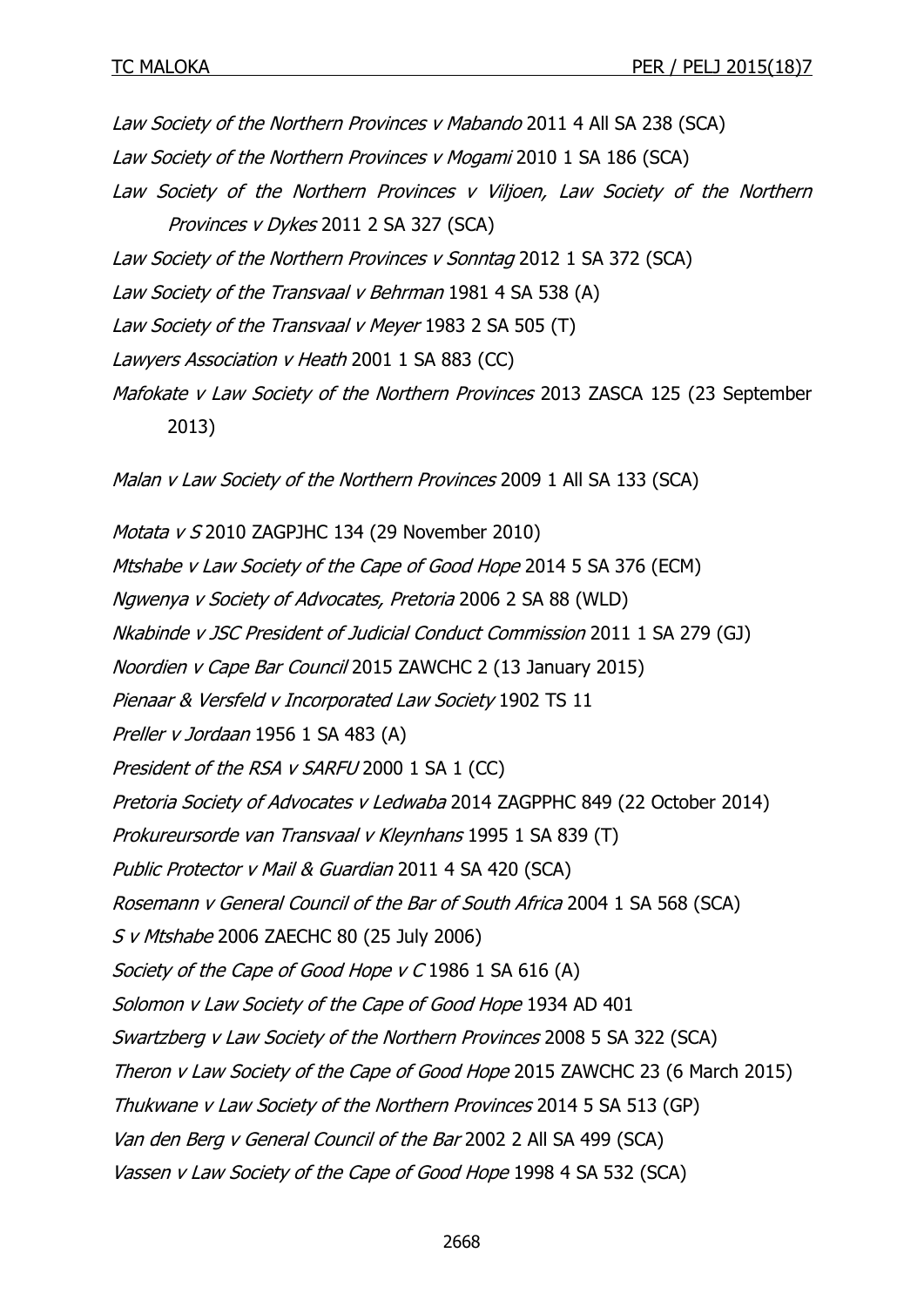*Law Society of the Northern Provinces v Mabando* 2011 4 All SA 238 (SCA)

*Law Society of the Northern Provinces v Mogami* 2010 1 SA 186 (SCA)

*Law Society of the Northern Provinces v Viljoen, Law Society of the Northern Provinces v Dykes* 2011 2 SA 327 (SCA)

*Law Society of the Northern Provinces v Sonntag* 2012 1 SA 372 (SCA)

*Law Society of the Transvaal v Behrman* 1981 4 SA 538 (A)

*Law Society of the Transvaal v Meyer* 1983 2 SA 505 (T)

*Lawyers Association v Heath* 2001 1 SA 883 (CC)

*Mafokate v Law Society of the Northern Provinces* 2013 ZASCA 125 (23 September 2013)

*Malan v Law Society of the Northern Provinces* 2009 1 All SA 133 (SCA)

*Motata v S* 2010 ZAGPJHC 134 (29 November 2010)

*Mtshabe v Law Society of the Cape of Good Hope* 2014 5 SA 376 (ECM)

*Ngwenya v Society of Advocates, Pretoria* 2006 2 SA 88 (WLD)

*Nkabinde v JSC President of Judicial Conduct Commission* 2011 1 SA 279 (GJ)

*Noordien v Cape Bar Council* 2015 ZAWCHC 2 (13 January 2015)

*Pienaar & Versfeld v Incorporated Law Society* 1902 TS 11

*Preller v Jordaan* 1956 1 SA 483 (A)

*President of the RSA v SARFU* 2000 1 SA 1 (CC)

*Pretoria Society of Advocates v Ledwaba* 2014 ZAGPPHC 849 (22 October 2014)

*Prokureursorde van Transvaal v Kleynhans* 1995 1 SA 839 (T)

*Public Protector v Mail & Guardian* 2011 4 SA 420 (SCA)

*Rosemann v General Council of the Bar of South Africa* 2004 1 SA 568 (SCA)

*S v Mtshabe* 2006 ZAECHC 80 (25 July 2006)

*Society of the Cape of Good Hope v C* 1986 1 SA 616 (A)

*Solomon v Law Society of the Cape of Good Hope* 1934 AD 401

*Swartzberg v Law Society of the Northern Provinces* 2008 5 SA 322 (SCA)

*Theron v Law Society of the Cape of Good Hope* 2015 ZAWCHC 23 (6 March 2015)

*Thukwane v Law Society of the Northern Provinces* 2014 5 SA 513 (GP)

*Van den Berg v General Council of the Bar* 2002 2 All SA 499 (SCA)

*Vassen v Law Society of the Cape of Good Hope* 1998 4 SA 532 (SCA)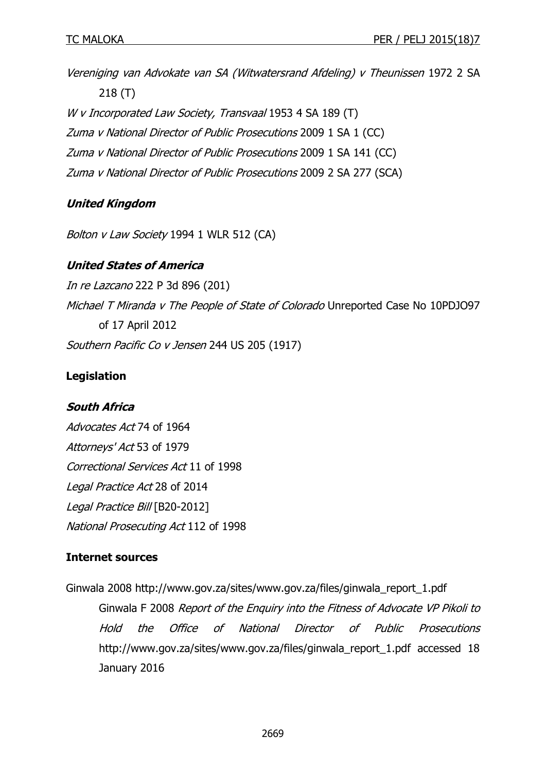*Vereniging van Advokate van SA (Witwatersrand Afdeling) v Theunissen* 1972 2 SA 218 (T)

*W v Incorporated Law Society, Transvaal* 1953 4 SA 189 (T)

*Zuma v National Director of Public Prosecutions* 2009 1 SA 1 (CC)

*Zuma v National Director of Public Prosecutions* 2009 1 SA 141 (CC)

*Zuma v National Director of Public Prosecutions* 2009 2 SA 277 (SCA)

***United Kingdom***

*Bolton v Law Society* 1994 1 WLR 512 (CA)

***United States of America***

*In re Lazcano* 222 P 3d 896 (201)

*Michael T Miranda v The People of State of Colorado* Unreported Case No 10PDJO97 of 17 April 2012

*Southern Pacific Co v Jensen* 244 US 205 (1917)

**Legislation**

***South Africa***

*Advocates Act* 74 of 1964

*Attorneys' Act* 53 of 1979

*Correctional Services Act* 11 of 1998

*Legal Practice Act* 28 of 2014

*Legal Practice Bill* [B20-2012]

*National Prosecuting Act* 112 of 1998

**Internet sources**

Ginwala 2008 http://www.gov.za/sites/www.gov.za/files/ginwala_report_1.pdf

Ginwala F 2008 *Report of the Enquiry into the Fitness of Advocate VP Pikoli to Hold the Office of National Director of Public Prosecutions* http://www.gov.za/sites/www.gov.za/files/ginwala_report_1.pdf accessed 18 January 2016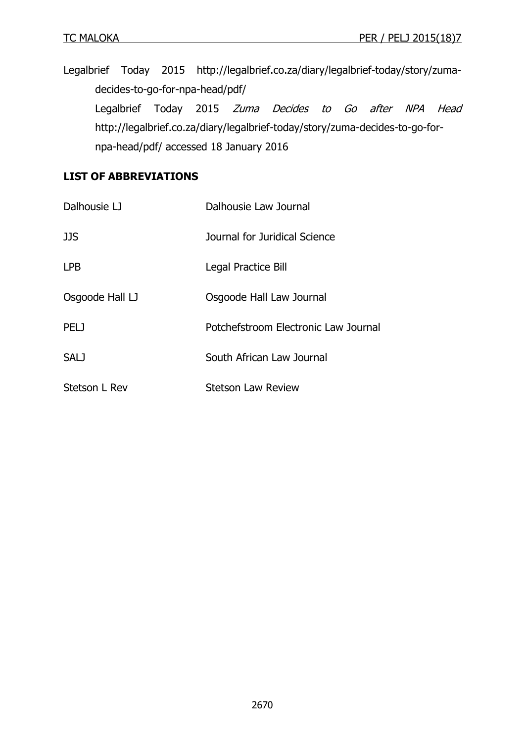Legalbrief Today 2015 http://legalbrief.co.za/diary/legalbrief-today/story/zuma-decides-to-go-for-npa-head/pdf/

Legalbrief Today 2015 *Zuma Decides to Go after NPA Head* http://legalbrief.co.za/diary/legalbrief-today/story/zuma-decides-to-go-for-npa-head/pdf/ accessed 18 January 2016

## LIST OF ABBREVIATIONS

| | |
|---|---|
| Dalhousie LJ | Dalhousie Law Journal |
| JJS | Journal for Juridical Science |
| LPB | Legal Practice Bill |
| Osgoode Hall LJ | Osgoode Hall Law Journal |
| PELJ | Potchefstroom Electronic Law Journal |
| SALJ | South African Law Journal |
| Stetson L Rev | Stetson Law Review |